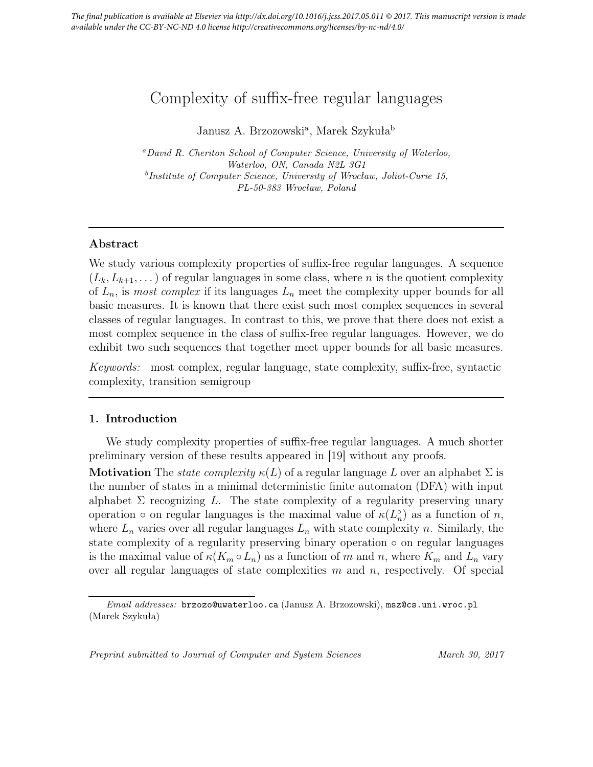The final publication is available at Elsevier via http://dx.doi.org/10.1016/j.jcss.2017.05.011 © 2017. This manuscript version is made available under the CC-BY-NC-ND 4.0 license http://creativecommons.org/licenses/by-nc-nd/4.0/

# Complexity of suffix-free regular languages

Janusz A. Brzozowski[a], Marek Szykuła[b]

[a] *David R. Cheriton School of Computer Science, University of Waterloo, Waterloo, ON, Canada N2L 3G1*
[b] *Institute of Computer Science, University of Wrocław, Joliot-Curie 15, PL-50-383 Wrocław, Poland*

---

## Abstract

We study various complexity properties of suffix-free regular languages. A sequence $(L_k, L_{k+1}, \dots)$ of regular languages in some class, where $n$ is the quotient complexity of $L_n$, is *most complex* if its languages $L_n$ meet the complexity upper bounds for all basic measures. It is known that there exist such most complex sequences in several classes of regular languages. In contrast to this, we prove that there does not exist a most complex sequence in the class of suffix-free regular languages. However, we do exhibit two such sequences that together meet upper bounds for all basic measures.

*Keywords:* most complex, regular language, state complexity, suffix-free, syntactic complexity, transition semigroup

---

## 1. Introduction

We study complexity properties of suffix-free regular languages. A much shorter preliminary version of these results appeared in [19] without any proofs.

**Motivation** The *state complexity* $\kappa(L)$ of a regular language $L$ over an alphabet $\Sigma$ is the number of states in a minimal deterministic finite automaton (DFA) with input alphabet $\Sigma$ recognizing $L$. The state complexity of a regularity preserving unary operation $\circ$ on regular languages is the maximal value of $\kappa(L_n^\circ)$ as a function of $n$, where $L_n$ varies over all regular languages $L_n$ with state complexity $n$. Similarly, the state complexity of a regularity preserving binary operation $\circ$ on regular languages is the maximal value of $\kappa(K_m \circ L_n)$ as a function of $m$ and $n$, where $K_m$ and $L_n$ vary over all regular languages of state complexities $m$ and $n$, respectively. Of special

*Email addresses:* brzozo@uwaterloo.ca (Janusz A. Brzozowski), msz@cs.uni.wroc.pl (Marek Szykuła)

*Preprint submitted to Journal of Computer and System Sciences* *March 30, 2017*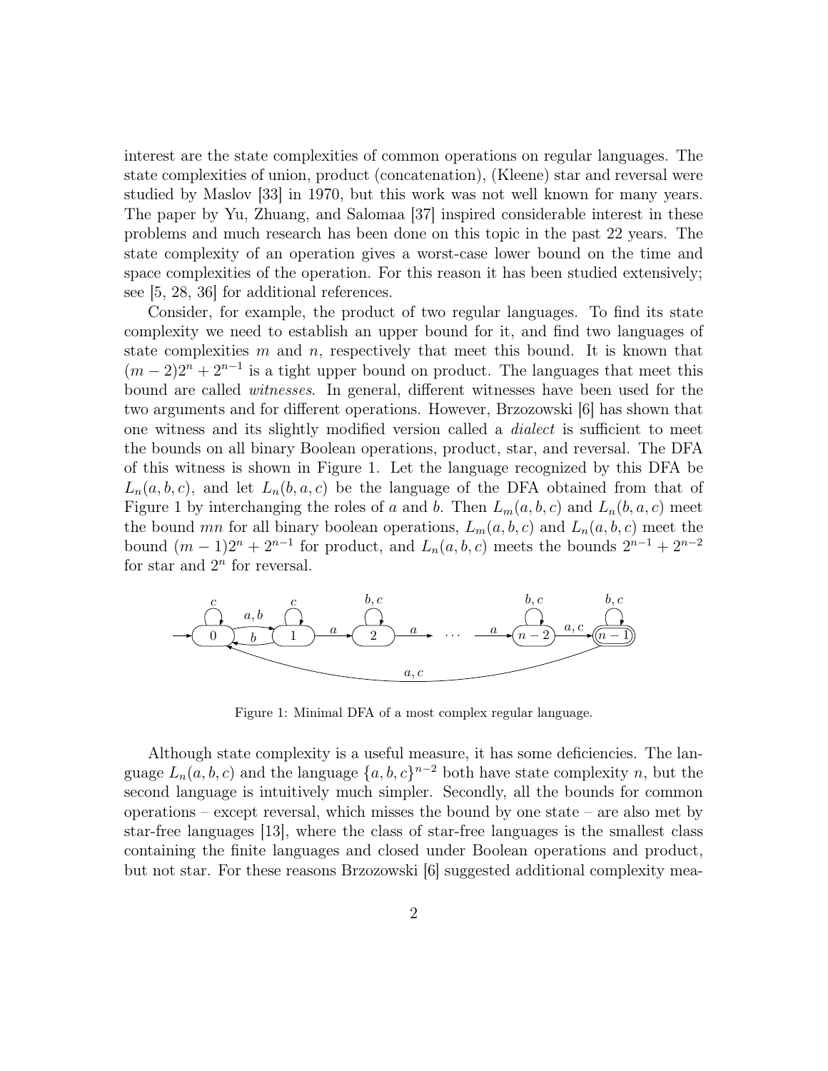interest are the state complexities of common operations on regular languages. The state complexities of union, product (concatenation), (Kleene) star and reversal were studied by Maslov [33] in 1970, but this work was not well known for many years. The paper by Yu, Zhuang, and Salomaa [37] inspired considerable interest in these problems and much research has been done on this topic in the past 22 years. The state complexity of an operation gives a worst-case lower bound on the time and space complexities of the operation. For this reason it has been studied extensively; see [5, 28, 36] for additional references.

Consider, for example, the product of two regular languages. To find its state complexity we need to establish an upper bound for it, and find two languages of state complexities $m$ and $n$, respectively that meet this bound. It is known that $(m-2)2^n + 2^{n-1}$ is a tight upper bound on product. The languages that meet this bound are called *witnesses*. In general, different witnesses have been used for the two arguments and for different operations. However, Brzozowski [6] has shown that one witness and its slightly modified version called a *dialect* is sufficient to meet the bounds on all binary Boolean operations, product, star, and reversal. The DFA of this witness is shown in Figure 1. Let the language recognized by this DFA be $L_n(a,b,c)$, and let $L_n(b,a,c)$ be the language of the DFA obtained from that of Figure 1 by interchanging the roles of $a$ and $b$. Then $L_m(a,b,c)$ and $L_n(b,a,c)$ meet the bound $mn$ for all binary boolean operations, $L_m(a,b,c)$ and $L_n(a,b,c)$ meet the bound $(m-1)2^n + 2^{n-1}$ for product, and $L_n(a,b,c)$ meets the bounds $2^{n-1} + 2^{n-2}$ for star and $2^n$ for reversal.

Figure 1: Minimal DFA of a most complex regular language.

Although state complexity is a useful measure, it has some deficiencies. The language $L_n(a,b,c)$ and the language $\{a,b,c\}^{n-2}$ both have state complexity $n$, but the second language is intuitively much simpler. Secondly, all the bounds for common operations – except reversal, which misses the bound by one state – are also met by star-free languages [13], where the class of star-free languages is the smallest class containing the finite languages and closed under Boolean operations and product, but not star. For these reasons Brzozowski [6] suggested additional complexity mea-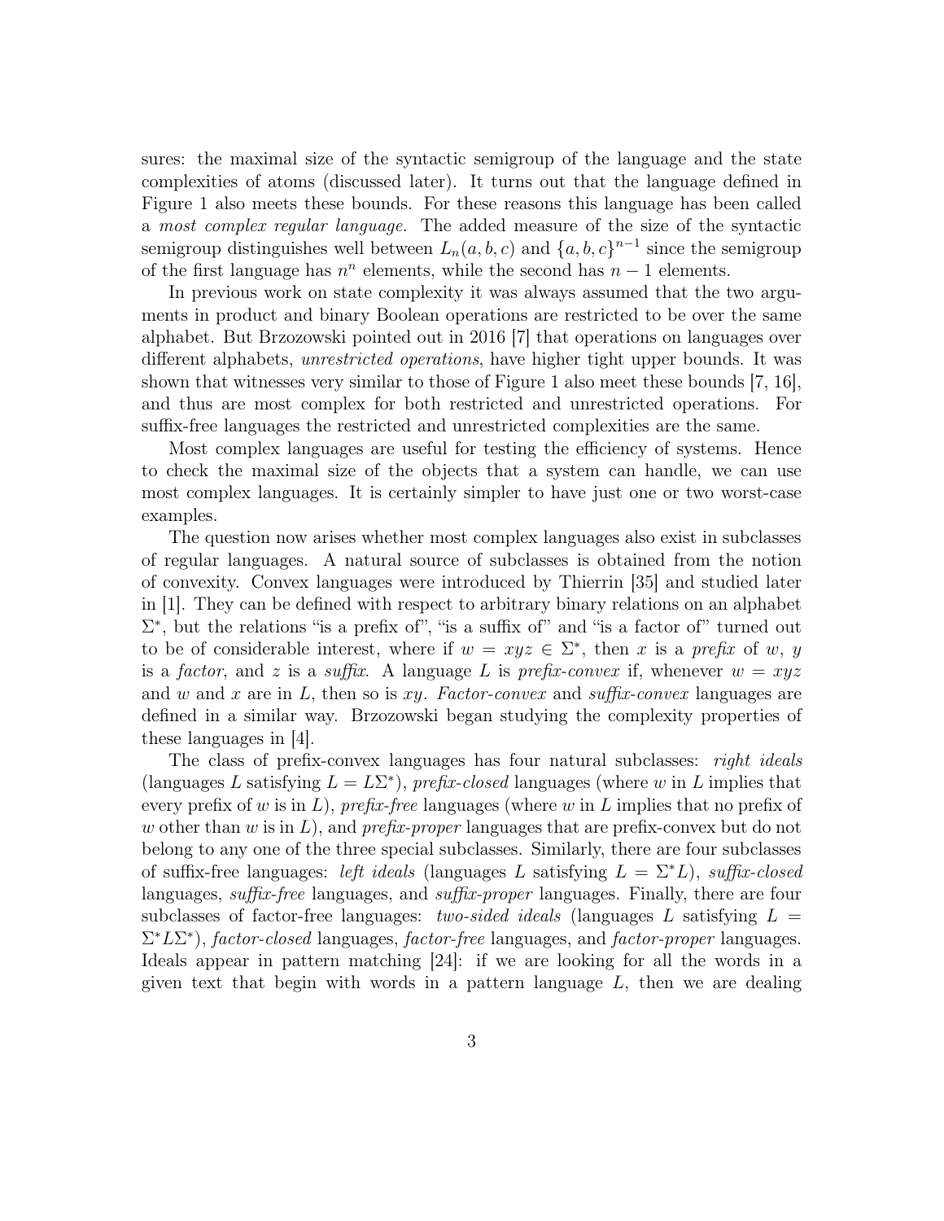sures: the maximal size of the syntactic semigroup of the language and the state complexities of atoms (discussed later). It turns out that the language defined in Figure 1 also meets these bounds. For these reasons this language has been called a *most complex regular language*. The added measure of the size of the syntactic semigroup distinguishes well between $L_n(a,b,c)$ and $\{a,b,c\}^{n-1}$ since the semigroup of the first language has $n^n$ elements, while the second has $n-1$ elements.

In previous work on state complexity it was always assumed that the two arguments in product and binary Boolean operations are restricted to be over the same alphabet. But Brzozowski pointed out in 2016 [7] that operations on languages over different alphabets, *unrestricted operations*, have higher tight upper bounds. It was shown that witnesses very similar to those of Figure 1 also meet these bounds [7, 16], and thus are most complex for both restricted and unrestricted operations. For suffix-free languages the restricted and unrestricted complexities are the same.

Most complex languages are useful for testing the efficiency of systems. Hence to check the maximal size of the objects that a system can handle, we can use most complex languages. It is certainly simpler to have just one or two worst-case examples.

The question now arises whether most complex languages also exist in subclasses of regular languages. A natural source of subclasses is obtained from the notion of convexity. Convex languages were introduced by Thierrin [35] and studied later in [1]. They can be defined with respect to arbitrary binary relations on an alphabet $\Sigma^*$, but the relations "is a prefix of", "is a suffix of" and "is a factor of" turned out to be of considerable interest, where if $w = xyz \in \Sigma^*$, then $x$ is a *prefix* of $w$, $y$ is a *factor*, and $z$ is a *suffix*. A language $L$ is *prefix-convex* if, whenever $w = xyz$ and $w$ and $x$ are in $L$, then so is $xy$. *Factor-convex* and *suffix-convex* languages are defined in a similar way. Brzozowski began studying the complexity properties of these languages in [4].

The class of prefix-convex languages has four natural subclasses: *right ideals* (languages $L$ satisfying $L = L\Sigma^*$), *prefix-closed* languages (where $w$ in $L$ implies that every prefix of $w$ is in $L$), *prefix-free* languages (where $w$ in $L$ implies that no prefix of $w$ other than $w$ is in $L$), and *prefix-proper* languages that are prefix-convex but do not belong to any one of the three special subclasses. Similarly, there are four subclasses of suffix-free languages: *left ideals* (languages $L$ satisfying $L = \Sigma^*L$), *suffix-closed* languages, *suffix-free* languages, and *suffix-proper* languages. Finally, there are four subclasses of factor-free languages: *two-sided ideals* (languages $L$ satisfying $L = \Sigma^*L\Sigma^*$), *factor-closed* languages, *factor-free* languages, and *factor-proper* languages. Ideals appear in pattern matching [24]: if we are looking for all the words in a given text that begin with words in a pattern language $L$, then we are dealing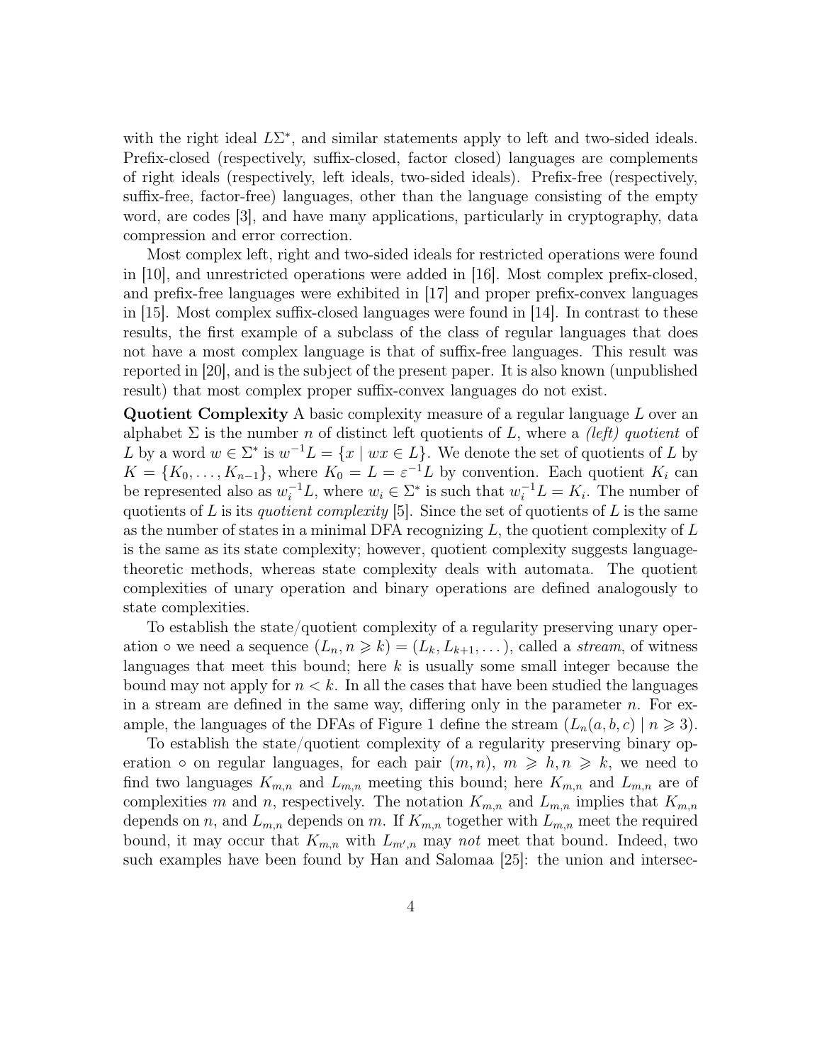with the right ideal $L\Sigma^*$, and similar statements apply to left and two-sided ideals. Prefix-closed (respectively, suffix-closed, factor closed) languages are complements of right ideals (respectively, left ideals, two-sided ideals). Prefix-free (respectively, suffix-free, factor-free) languages, other than the language consisting of the empty word, are codes [3], and have many applications, particularly in cryptography, data compression and error correction.

Most complex left, right and two-sided ideals for restricted operations were found in [10], and unrestricted operations were added in [16]. Most complex prefix-closed, and prefix-free languages were exhibited in [17] and proper prefix-convex languages in [15]. Most complex suffix-closed languages were found in [14]. In contrast to these results, the first example of a subclass of the class of regular languages that does not have a most complex language is that of suffix-free languages. This result was reported in [20], and is the subject of the present paper. It is also known (unpublished result) that most complex proper suffix-convex languages do not exist.

**Quotient Complexity** A basic complexity measure of a regular language $L$ over an alphabet $\Sigma$ is the number $n$ of distinct left quotients of $L$, where a *(left) quotient* of $L$ by a word $w \in \Sigma^*$ is $w^{-1}L = \{x \mid wx \in L\}$. We denote the set of quotients of $L$ by $K = \{K_0, \dots, K_{n-1}\}$, where $K_0 = L = \varepsilon^{-1}L$ by convention. Each quotient $K_i$ can be represented also as $w_i^{-1}L$, where $w_i \in \Sigma^*$ is such that $w_i^{-1}L = K_i$. The number of quotients of $L$ is its *quotient complexity* [5]. Since the set of quotients of $L$ is the same as the number of states in a minimal DFA recognizing $L$, the quotient complexity of $L$ is the same as its state complexity; however, quotient complexity suggests language-theoretic methods, whereas state complexity deals with automata. The quotient complexities of unary operation and binary operations are defined analogously to state complexities.

To establish the state/quotient complexity of a regularity preserving unary operation $\circ$ we need a sequence $(L_n, n \geqslant k) = (L_k, L_{k+1}, \dots)$, called a *stream*, of witness languages that meet this bound; here $k$ is usually some small integer because the bound may not apply for $n < k$. In all the cases that have been studied the languages in a stream are defined in the same way, differing only in the parameter $n$. For example, the languages of the DFAs of Figure 1 define the stream $(L_n(a, b, c) \mid n \geqslant 3)$.

To establish the state/quotient complexity of a regularity preserving binary operation $\circ$ on regular languages, for each pair $(m, n)$, $m \geqslant h, n \geqslant k$, we need to find two languages $K_{m,n}$ and $L_{m,n}$ meeting this bound; here $K_{m,n}$ and $L_{m,n}$ are of complexities $m$ and $n$, respectively. The notation $K_{m,n}$ and $L_{m,n}$ implies that $K_{m,n}$ depends on $n$, and $L_{m,n}$ depends on $m$. If $K_{m,n}$ together with $L_{m,n}$ meet the required bound, it may occur that $K_{m,n}$ with $L_{m',n}$ may *not* meet that bound. Indeed, two such examples have been found by Han and Salomaa [25]: the union and intersec-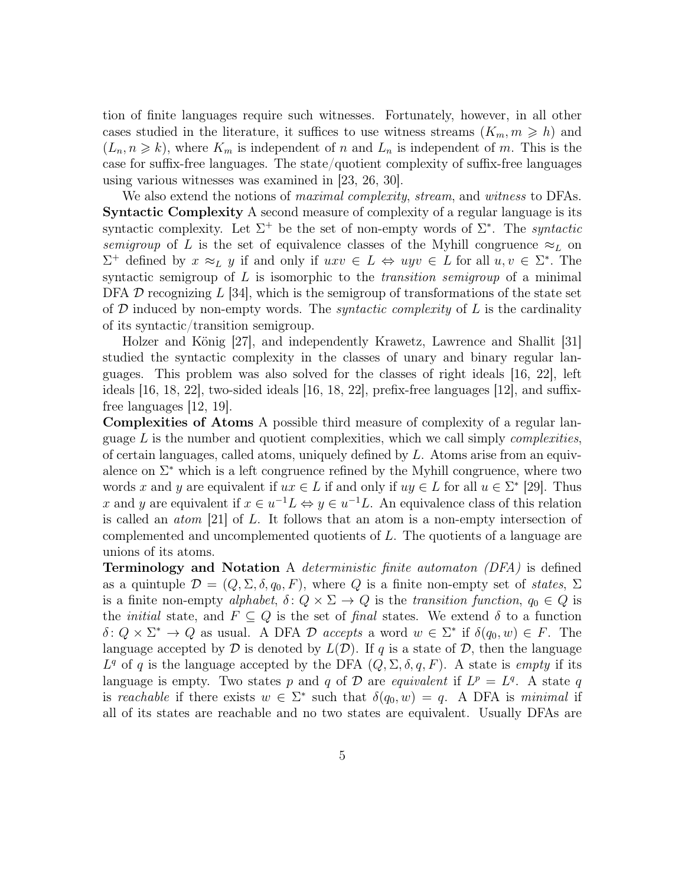tion of finite languages require such witnesses. Fortunately, however, in all other cases studied in the literature, it suffices to use witness streams $(K_m, m \geqslant h)$ and $(L_n, n \geqslant k)$, where $K_m$ is independent of $n$ and $L_n$ is independent of $m$. This is the case for suffix-free languages. The state/quotient complexity of suffix-free languages using various witnesses was examined in [23, 26, 30].

We also extend the notions of *maximal complexity*, *stream*, and *witness* to DFAs.

**Syntactic Complexity** A second measure of complexity of a regular language is its syntactic complexity. Let $\Sigma^+$ be the set of non-empty words of $\Sigma^*$. The *syntactic semigroup* of $L$ is the set of equivalence classes of the Myhill congruence $\approx_L$ on $\Sigma^+$ defined by $x \approx_L y$ if and only if $uxv \in L \Leftrightarrow uyv \in L$ for all $u, v \in \Sigma^*$. The syntactic semigroup of $L$ is isomorphic to the *transition semigroup* of a minimal DFA $\mathcal{D}$ recognizing $L$ [34], which is the semigroup of transformations of the state set of $\mathcal{D}$ induced by non-empty words. The *syntactic complexity* of $L$ is the cardinality of its syntactic/transition semigroup.

Holzer and König [27], and independently Krawetz, Lawrence and Shallit [31] studied the syntactic complexity in the classes of unary and binary regular languages. This problem was also solved for the classes of right ideals [16, 22], left ideals [16, 18, 22], two-sided ideals [16, 18, 22], prefix-free languages [12], and suffix-free languages [12, 19].

**Complexities of Atoms** A possible third measure of complexity of a regular language $L$ is the number and quotient complexities, which we call simply *complexities*, of certain languages, called atoms, uniquely defined by $L$. Atoms arise from an equivalence on $\Sigma^*$ which is a left congruence refined by the Myhill congruence, where two words $x$ and $y$ are equivalent if $ux \in L$ if and only if $uy \in L$ for all $u \in \Sigma^*$ [29]. Thus $x$ and $y$ are equivalent if $x \in u^{-1}L \Leftrightarrow y \in u^{-1}L$. An equivalence class of this relation is called an *atom* [21] of $L$. It follows that an atom is a non-empty intersection of complemented and uncomplemented quotients of $L$. The quotients of a language are unions of its atoms.

**Terminology and Notation** A *deterministic finite automaton (DFA)* is defined as a quintuple $\mathcal{D} = (Q, \Sigma, \delta, q_0, F)$, where $Q$ is a finite non-empty set of *states*, $\Sigma$ is a finite non-empty *alphabet*, $\delta \colon Q \times \Sigma \to Q$ is the *transition function*, $q_0 \in Q$ is the *initial* state, and $F \subseteq Q$ is the set of *final* states. We extend $\delta$ to a function $\delta \colon Q \times \Sigma^* \to Q$ as usual. A DFA $\mathcal{D}$ *accepts* a word $w \in \Sigma^*$ if $\delta(q_0, w) \in F$. The language accepted by $\mathcal{D}$ is denoted by $L(\mathcal{D})$. If $q$ is a state of $\mathcal{D}$, then the language $L^q$ of $q$ is the language accepted by the DFA $(Q, \Sigma, \delta, q, F)$. A state is *empty* if its language is empty. Two states $p$ and $q$ of $\mathcal{D}$ are *equivalent* if $L^p = L^q$. A state $q$ is *reachable* if there exists $w \in \Sigma^*$ such that $\delta(q_0, w) = q$. A DFA is *minimal* if all of its states are reachable and no two states are equivalent. Usually DFAs are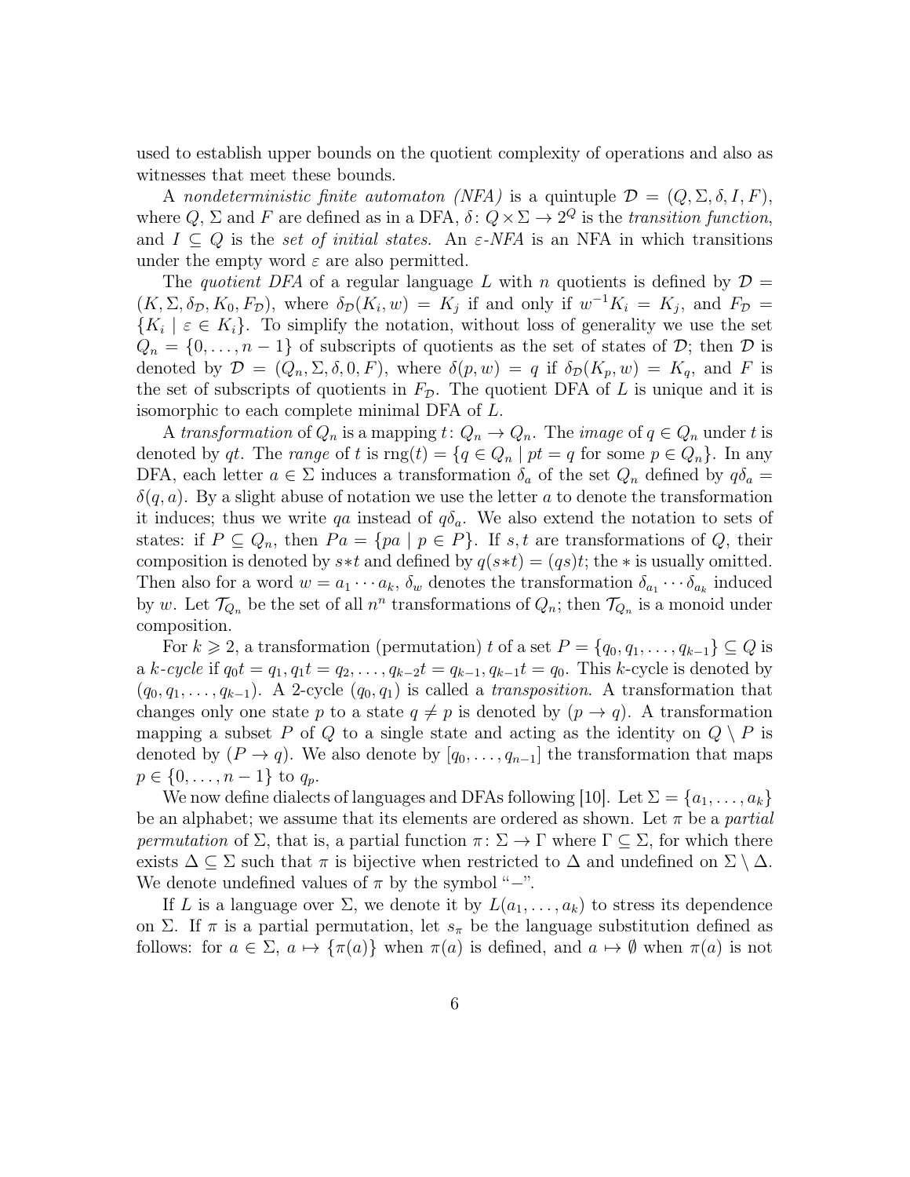used to establish upper bounds on the quotient complexity of operations and also as witnesses that meet these bounds.

A *nondeterministic finite automaton (NFA)* is a quintuple $\mathcal{D} = (Q, \Sigma, \delta, I, F)$, where $Q$, $\Sigma$ and $F$ are defined as in a DFA, $\delta \colon Q \times \Sigma \to 2^Q$ is the *transition function*, and $I \subseteq Q$ is the *set of initial states*. An *$\varepsilon$-NFA* is an NFA in which transitions under the empty word $\varepsilon$ are also permitted.

The *quotient DFA* of a regular language $L$ with $n$ quotients is defined by $\mathcal{D} = (K, \Sigma, \delta_{\mathcal{D}}, K_0, F_{\mathcal{D}})$, where $\delta_{\mathcal{D}}(K_i, w) = K_j$ if and only if $w^{-1}K_i = K_j$, and $F_{\mathcal{D}} = \{K_i \mid \varepsilon \in K_i\}$. To simplify the notation, without loss of generality we use the set $Q_n = \{0, \dots, n-1\}$ of subscripts of quotients as the set of states of $\mathcal{D}$; then $\mathcal{D}$ is denoted by $\mathcal{D} = (Q_n, \Sigma, \delta, 0, F)$, where $\delta(p, w) = q$ if $\delta_{\mathcal{D}}(K_p, w) = K_q$, and $F$ is the set of subscripts of quotients in $F_{\mathcal{D}}$. The quotient DFA of $L$ is unique and it is isomorphic to each complete minimal DFA of $L$.

A *transformation* of $Q_n$ is a mapping $t \colon Q_n \to Q_n$. The *image* of $q \in Q_n$ under $t$ is denoted by $qt$. The *range* of $t$ is $\operatorname{rng}(t) = \{q \in Q_n \mid pt = q \text{ for some } p \in Q_n\}$. In any DFA, each letter $a \in \Sigma$ induces a transformation $\delta_a$ of the set $Q_n$ defined by $q\delta_a = \delta(q, a)$. By a slight abuse of notation we use the letter $a$ to denote the transformation it induces; thus we write $qa$ instead of $q\delta_a$. We also extend the notation to sets of states: if $P \subseteq Q_n$, then $Pa = \{pa \mid p \in P\}$. If $s, t$ are transformations of $Q$, their composition is denoted by $s * t$ and defined by $q(s * t) = (qs)t$; the $*$ is usually omitted. Then also for a word $w = a_1 \cdots a_k$, $\delta_w$ denotes the transformation $\delta_{a_1} \cdots \delta_{a_k}$ induced by $w$. Let $\mathcal{T}_{Q_n}$ be the set of all $n^n$ transformations of $Q_n$; then $\mathcal{T}_{Q_n}$ is a monoid under composition.

For $k \geqslant 2$, a transformation (permutation) $t$ of a set $P = \{q_0, q_1, \dots, q_{k-1}\} \subseteq Q$ is a *$k$-cycle* if $q_0 t = q_1, q_1 t = q_2, \dots, q_{k-2} t = q_{k-1}, q_{k-1} t = q_0$. This $k$-cycle is denoted by $(q_0, q_1, \dots, q_{k-1})$. A 2-cycle $(q_0, q_1)$ is called a *transposition*. A transformation that changes only one state $p$ to a state $q \neq p$ is denoted by $(p \to q)$. A transformation mapping a subset $P$ of $Q$ to a single state and acting as the identity on $Q \setminus P$ is denoted by $(P \to q)$. We also denote by $[q_0, \dots, q_{n-1}]$ the transformation that maps $p \in \{0, \dots, n-1\}$ to $q_p$.

We now define dialects of languages and DFAs following [10]. Let $\Sigma = \{a_1, \dots, a_k\}$ be an alphabet; we assume that its elements are ordered as shown. Let $\pi$ be a *partial permutation* of $\Sigma$, that is, a partial function $\pi \colon \Sigma \to \Gamma$ where $\Gamma \subseteq \Sigma$, for which there exists $\Delta \subseteq \Sigma$ such that $\pi$ is bijective when restricted to $\Delta$ and undefined on $\Sigma \setminus \Delta$. We denote undefined values of $\pi$ by the symbol "$-$".

If $L$ is a language over $\Sigma$, we denote it by $L(a_1, \dots, a_k)$ to stress its dependence on $\Sigma$. If $\pi$ is a partial permutation, let $s_\pi$ be the language substitution defined as follows: for $a \in \Sigma$, $a \mapsto \{\pi(a)\}$ when $\pi(a)$ is defined, and $a \mapsto \emptyset$ when $\pi(a)$ is not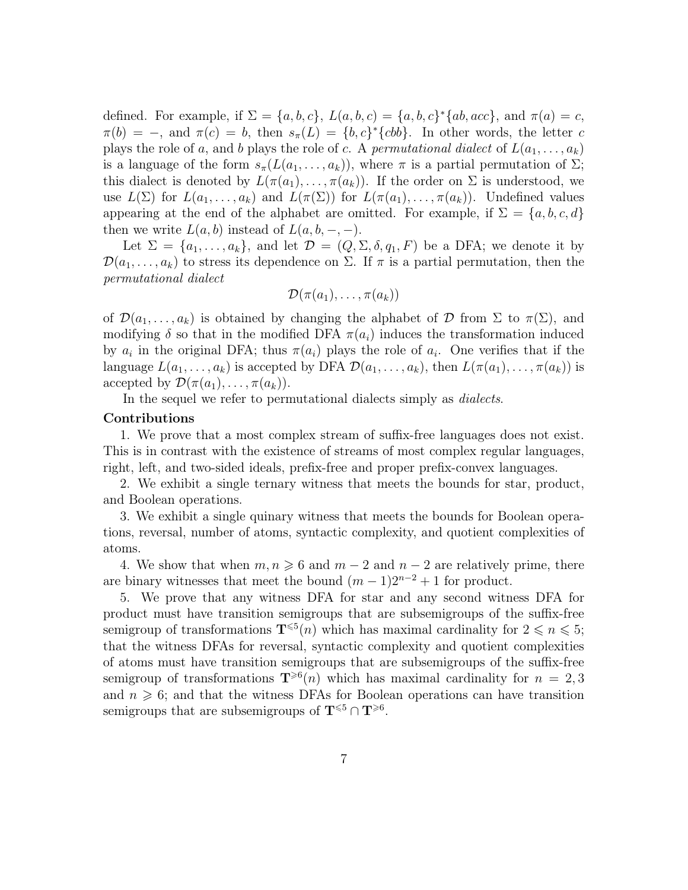defined. For example, if $\Sigma = \{a, b, c\}$, $L(a, b, c) = \{a, b, c\}^*\{ab, acc\}$, and $\pi(a) = c$, $\pi(b) = -$, and $\pi(c) = b$, then $s_\pi(L) = \{b, c\}^*\{cbb\}$. In other words, the letter $c$ plays the role of $a$, and $b$ plays the role of $c$. A *permutational dialect* of $L(a_1, \dots, a_k)$ is a language of the form $s_\pi(L(a_1, \dots, a_k))$, where $\pi$ is a partial permutation of $\Sigma$; this dialect is denoted by $L(\pi(a_1), \dots, \pi(a_k))$. If the order on $\Sigma$ is understood, we use $L(\Sigma)$ for $L(a_1, \dots, a_k)$ and $L(\pi(\Sigma))$ for $L(\pi(a_1), \dots, \pi(a_k))$. Undefined values appearing at the end of the alphabet are omitted. For example, if $\Sigma = \{a, b, c, d\}$ then we write $L(a, b)$ instead of $L(a, b, -, -)$.

Let $\Sigma = \{a_1, \dots, a_k\}$, and let $\mathcal{D} = (Q, \Sigma, \delta, q_1, F)$ be a DFA; we denote it by $\mathcal{D}(a_1, \dots, a_k)$ to stress its dependence on $\Sigma$. If $\pi$ is a partial permutation, then the *permutational dialect*

$$\mathcal{D}(\pi(a_1), \dots, \pi(a_k))$$

of $\mathcal{D}(a_1, \dots, a_k)$ is obtained by changing the alphabet of $\mathcal{D}$ from $\Sigma$ to $\pi(\Sigma)$, and modifying $\delta$ so that in the modified DFA $\pi(a_i)$ induces the transformation induced by $a_i$ in the original DFA; thus $\pi(a_i)$ plays the role of $a_i$. One verifies that if the language $L(a_1, \dots, a_k)$ is accepted by DFA $\mathcal{D}(a_1, \dots, a_k)$, then $L(\pi(a_1), \dots, \pi(a_k))$ is accepted by $\mathcal{D}(\pi(a_1), \dots, \pi(a_k))$.

In the sequel we refer to permutational dialects simply as *dialects*.

**Contributions**

1. We prove that a most complex stream of suffix-free languages does not exist. This is in contrast with the existence of streams of most complex regular languages, right, left, and two-sided ideals, prefix-free and proper prefix-convex languages.

2. We exhibit a single ternary witness that meets the bounds for star, product, and Boolean operations.

3. We exhibit a single quinary witness that meets the bounds for Boolean operations, reversal, number of atoms, syntactic complexity, and quotient complexities of atoms.

4. We show that when $m, n \geqslant 6$ and $m-2$ and $n-2$ are relatively prime, there are binary witnesses that meet the bound $(m-1)2^{n-2}+1$ for product.

5. We prove that any witness DFA for star and any second witness DFA for product must have transition semigroups that are subsemigroups of the suffix-free semigroup of transformations $\mathbf{T}^{\leqslant 5}(n)$ which has maximal cardinality for $2 \leqslant n \leqslant 5$; that the witness DFAs for reversal, syntactic complexity and quotient complexities of atoms must have transition semigroups that are subsemigroups of the suffix-free semigroup of transformations $\mathbf{T}^{\geqslant 6}(n)$ which has maximal cardinality for $n = 2, 3$ and $n \geqslant 6$; and that the witness DFAs for Boolean operations can have transition semigroups that are subsemigroups of $\mathbf{T}^{\leqslant 5} \cap \mathbf{T}^{\geqslant 6}$.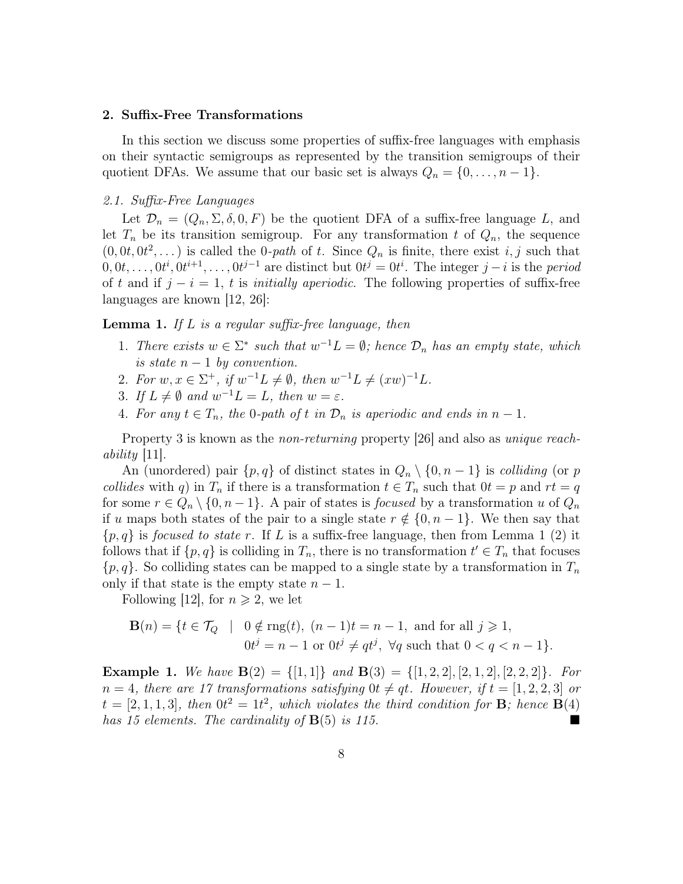## 2. Suffix-Free Transformations

In this section we discuss some properties of suffix-free languages with emphasis on their syntactic semigroups as represented by the transition semigroups of their quotient DFAs. We assume that our basic set is always $Q_n = \{0, \dots, n-1\}$.

### 2.1. Suffix-Free Languages

Let $\mathcal{D}_n = (Q_n, \Sigma, \delta, 0, F)$ be the quotient DFA of a suffix-free language $L$, and let $T_n$ be its transition semigroup. For any transformation $t$ of $Q_n$, the sequence $(0, 0t, 0t^2, \dots)$ is called the *0-path* of $t$. Since $Q_n$ is finite, there exist $i, j$ such that $0, 0t, \dots, 0t^i, 0t^{i+1}, \dots, 0t^{j-1}$ are distinct but $0t^j = 0t^i$. The integer $j - i$ is the *period* of $t$ and if $j - i = 1$, $t$ is *initially aperiodic*. The following properties of suffix-free languages are known [12, 26]:

**Lemma 1.** *If $L$ is a regular suffix-free language, then*

1. *There exists $w \in \Sigma^*$ such that $w^{-1}L = \emptyset$; hence $\mathcal{D}_n$ has an empty state, which is state $n-1$ by convention.*
2. *For $w, x \in \Sigma^+$, if $w^{-1}L \neq \emptyset$, then $w^{-1}L \neq (xw)^{-1}L$.*
3. *If $L \neq \emptyset$ and $w^{-1}L = L$, then $w = \varepsilon$.*
4. *For any $t \in T_n$, the 0-path of $t$ in $\mathcal{D}_n$ is aperiodic and ends in $n-1$.*

Property 3 is known as the *non-returning* property [26] and also as *unique reachability* [11].

An (unordered) pair $\{p, q\}$ of distinct states in $Q_n \setminus \{0, n-1\}$ is *colliding* (or $p$ *collides* with $q$) in $T_n$ if there is a transformation $t \in T_n$ such that $0t = p$ and $rt = q$ for some $r \in Q_n \setminus \{0, n-1\}$. A pair of states is *focused* by a transformation $u$ of $Q_n$ if $u$ maps both states of the pair to a single state $r \notin \{0, n-1\}$. We then say that $\{p, q\}$ is *focused to state* $r$. If $L$ is a suffix-free language, then from Lemma 1 (2) it follows that if $\{p, q\}$ is colliding in $T_n$, there is no transformation $t' \in T_n$ that focuses $\{p, q\}$. So colliding states can be mapped to a single state by a transformation in $T_n$ only if that state is the empty state $n-1$.

Following [12], for $n \geqslant 2$, we let

$$\begin{aligned}\mathbf{B}(n) = \{t \in \mathcal{T}_Q \quad | \quad & 0 \notin \operatorname{rng}(t),\ (n-1)t = n-1, \text{ and for all } j \geqslant 1, \\ & 0t^j = n-1 \text{ or } 0t^j \neq qt^j,\ \forall q \text{ such that } 0 < q < n-1\}.\end{aligned}$$

**Example 1.** *We have $\mathbf{B}(2) = \{[1,1]\}$ and $\mathbf{B}(3) = \{[1,2,2],[2,1,2],[2,2,2]\}$. For $n = 4$, there are 17 transformations satisfying $0t \neq qt$. However, if $t = [1,2,2,3]$ or $t = [2,1,1,3]$, then $0t^2 = 1t^2$, which violates the third condition for $\mathbf{B}$; hence $\mathbf{B}(4)$ has 15 elements. The cardinality of $\mathbf{B}(5)$ is 115.* ■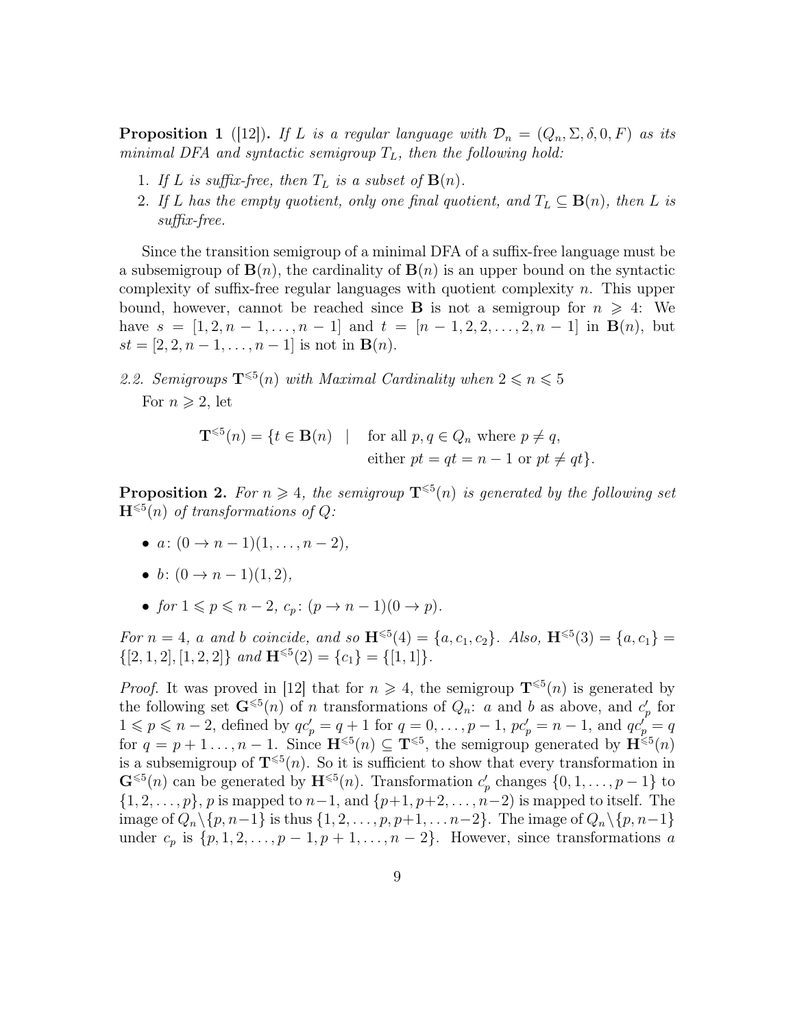**Proposition 1** ([12]). *If $L$ is a regular language with $\mathcal{D}_n = (Q_n, \Sigma, \delta, 0, F)$ as its minimal DFA and syntactic semigroup $T_L$, then the following hold:*

1. *If $L$ is suffix-free, then $T_L$ is a subset of $\mathbf{B}(n)$.*
2. *If $L$ has the empty quotient, only one final quotient, and $T_L \subseteq \mathbf{B}(n)$, then $L$ is suffix-free.*

Since the transition semigroup of a minimal DFA of a suffix-free language must be a subsemigroup of $\mathbf{B}(n)$, the cardinality of $\mathbf{B}(n)$ is an upper bound on the syntactic complexity of suffix-free regular languages with quotient complexity $n$. This upper bound, however, cannot be reached since $\mathbf{B}$ is not a semigroup for $n \geqslant 4$: We have $s = [1, 2, n-1, \dots, n-1]$ and $t = [n-1, 2, 2, \dots, 2, n-1]$ in $\mathbf{B}(n)$, but $st = [2, 2, n-1, \dots, n-1]$ is not in $\mathbf{B}(n)$.

*2.2. Semigroups $\mathbf{T}^{\leqslant 5}(n)$ with Maximal Cardinality when $2 \leqslant n \leqslant 5$*

For $n \geqslant 2$, let

$$\mathbf{T}^{\leqslant 5}(n) = \{t \in \mathbf{B}(n) \quad | \quad \text{for all } p, q \in Q_n \text{ where } p \neq q, \text{ either } pt = qt = n-1 \text{ or } pt \neq qt\}.$$

**Proposition 2.** *For $n \geqslant 4$, the semigroup $\mathbf{T}^{\leqslant 5}(n)$ is generated by the following set $\mathbf{H}^{\leqslant 5}(n)$ of transformations of $Q$:*

- *$a$: $(0 \to n-1)(1, \dots, n-2)$,*
- *$b$: $(0 \to n-1)(1, 2)$,*
- *for $1 \leqslant p \leqslant n-2$, $c_p$: $(p \to n-1)(0 \to p)$.*

*For $n = 4$, $a$ and $b$ coincide, and so $\mathbf{H}^{\leqslant 5}(4) = \{a, c_1, c_2\}$. Also, $\mathbf{H}^{\leqslant 5}(3) = \{a, c_1\} = \{[2, 1, 2], [1, 2, 2]\}$ and $\mathbf{H}^{\leqslant 5}(2) = \{c_1\} = \{[1, 1]\}$.*

*Proof.* It was proved in [12] that for $n \geqslant 4$, the semigroup $\mathbf{T}^{\leqslant 5}(n)$ is generated by the following set $\mathbf{G}^{\leqslant 5}(n)$ of $n$ transformations of $Q_n$: $a$ and $b$ as above, and $c'_p$ for $1 \leqslant p \leqslant n-2$, defined by $qc'_p = q+1$ for $q = 0, \dots, p-1$, $pc'_p = n-1$, and $qc'_p = q$ for $q = p+1 \dots, n-1$. Since $\mathbf{H}^{\leqslant 5}(n) \subseteq \mathbf{T}^{\leqslant 5}$, the semigroup generated by $\mathbf{H}^{\leqslant 5}(n)$ is a subsemigroup of $\mathbf{T}^{\leqslant 5}(n)$. So it is sufficient to show that every transformation in $\mathbf{G}^{\leqslant 5}(n)$ can be generated by $\mathbf{H}^{\leqslant 5}(n)$. Transformation $c'_p$ changes $\{0, 1, \dots, p-1\}$ to $\{1, 2, \dots, p\}$, $p$ is mapped to $n-1$, and $\{p+1, p+2, \dots, n-2)$ is mapped to itself. The image of $Q_n \setminus \{p, n-1\}$ is thus $\{1, 2, \dots, p, p+1, \dots n-2\}$. The image of $Q_n \setminus \{p, n-1\}$ under $c_p$ is $\{p, 1, 2, \dots, p-1, p+1, \dots, n-2\}$. However, since transformations $a$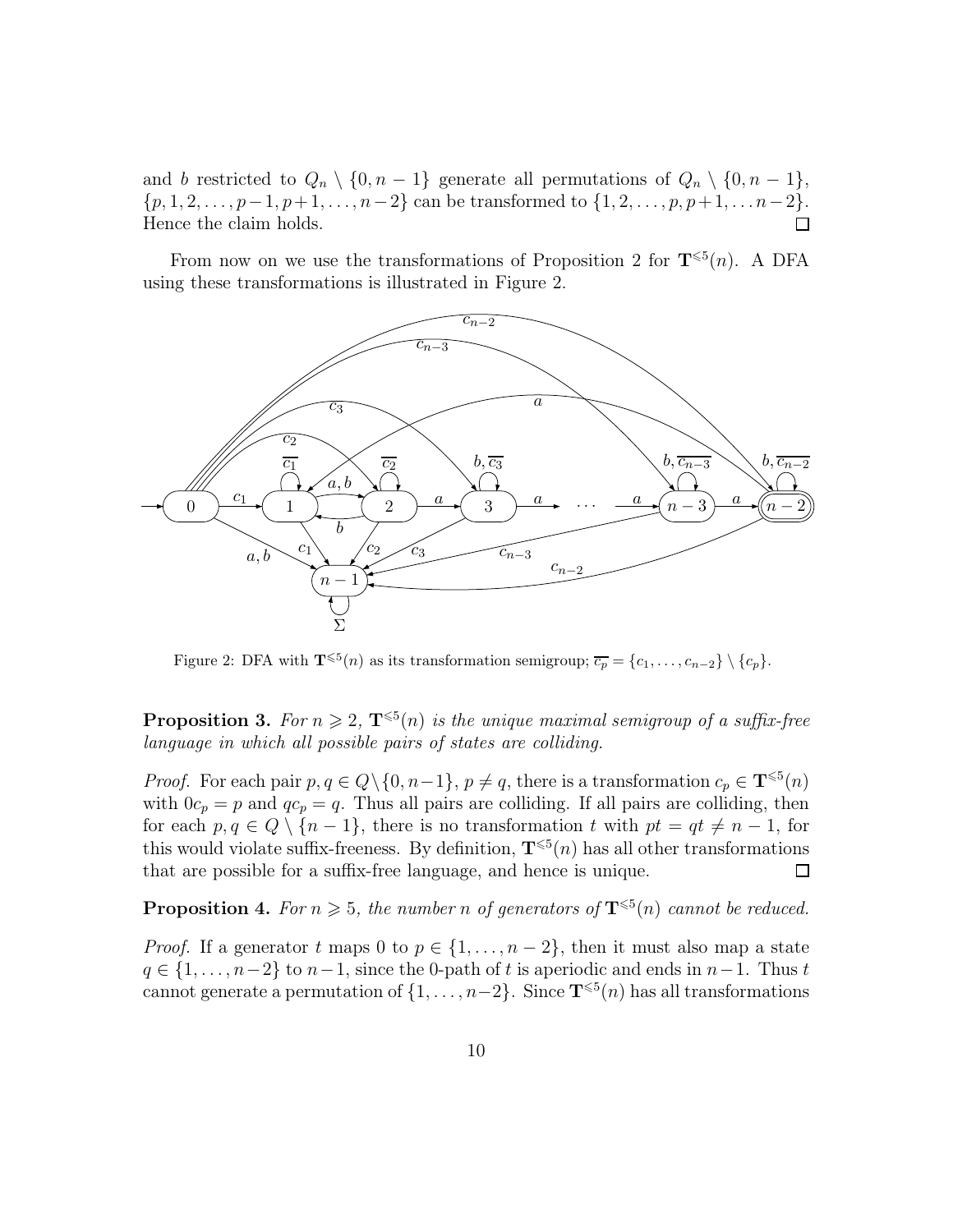and $b$ restricted to $Q_n \setminus \{0, n-1\}$ generate all permutations of $Q_n \setminus \{0, n-1\}$, $\{p, 1, 2, \dots, p-1, p+1, \dots, n-2\}$ can be transformed to $\{1, 2, \dots, p, p+1, \dots n-2\}$. Hence the claim holds. □

From now on we use the transformations of Proposition 2 for $\mathbf{T}^{\leqslant 5}(n)$. A DFA using these transformations is illustrated in Figure 2.

Figure 2: DFA with $\mathbf{T}^{\leqslant 5}(n)$ as its transformation semigroup; $\overline{c_p} = \{c_1, \dots, c_{n-2}\} \setminus \{c_p\}$.

**Proposition 3.** *For $n \geqslant 2$, $\mathbf{T}^{\leqslant 5}(n)$ is the unique maximal semigroup of a suffix-free language in which all possible pairs of states are colliding.*

*Proof.* For each pair $p, q \in Q \setminus \{0, n-1\}$, $p \neq q$, there is a transformation $c_p \in \mathbf{T}^{\leqslant 5}(n)$ with $0c_p = p$ and $qc_p = q$. Thus all pairs are colliding. If all pairs are colliding, then for each $p, q \in Q \setminus \{n-1\}$, there is no transformation $t$ with $pt = qt \neq n-1$, for this would violate suffix-freeness. By definition, $\mathbf{T}^{\leqslant 5}(n)$ has all other transformations that are possible for a suffix-free language, and hence is unique. □

**Proposition 4.** *For $n \geqslant 5$, the number $n$ of generators of $\mathbf{T}^{\leqslant 5}(n)$ cannot be reduced.*

*Proof.* If a generator $t$ maps 0 to $p \in \{1, \dots, n-2\}$, then it must also map a state $q \in \{1, \dots, n-2\}$ to $n-1$, since the 0-path of $t$ is aperiodic and ends in $n-1$. Thus $t$ cannot generate a permutation of $\{1, \dots, n-2\}$. Since $\mathbf{T}^{\leqslant 5}(n)$ has all transformations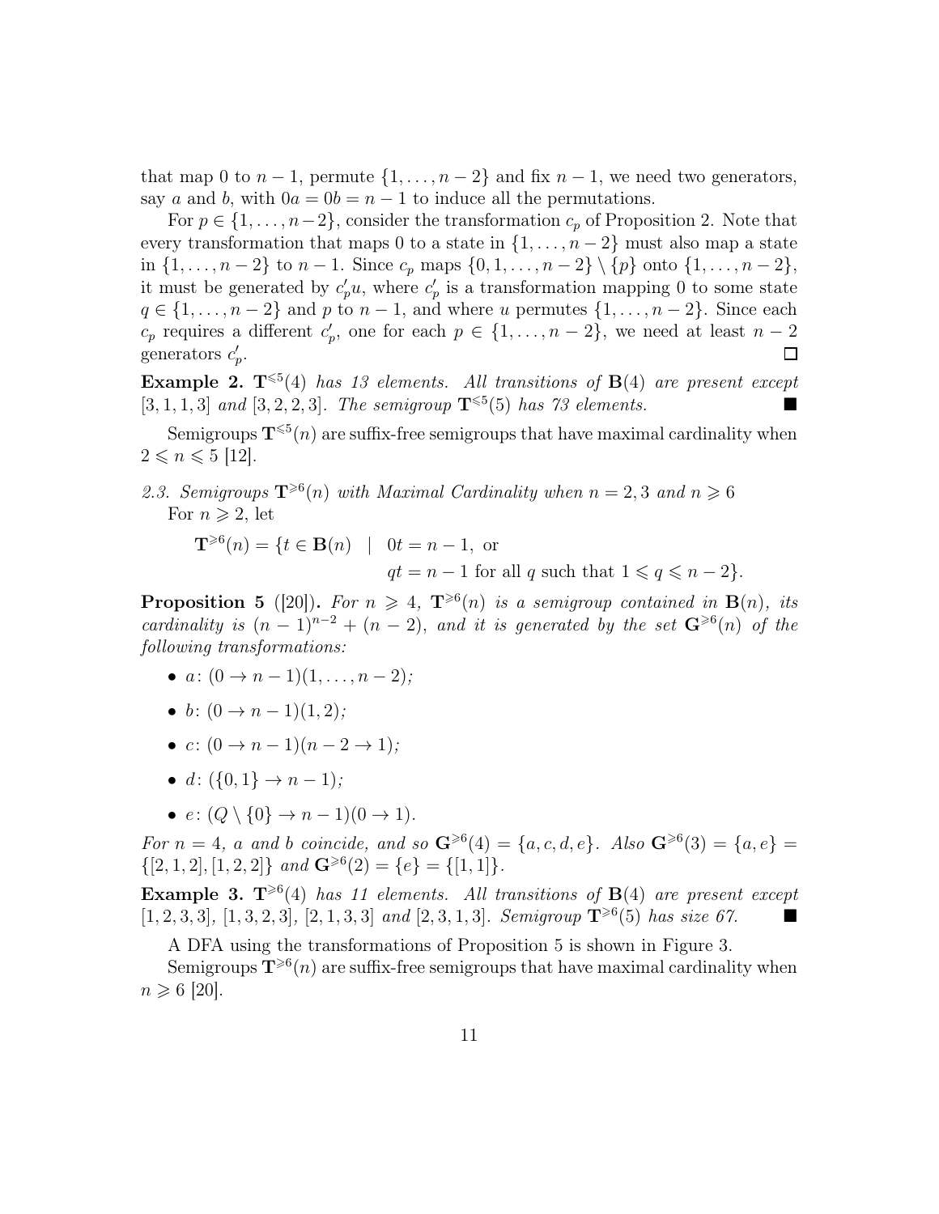that map 0 to $n-1$, permute $\{1, \dots, n-2\}$ and fix $n-1$, we need two generators, say $a$ and $b$, with $0a = 0b = n-1$ to induce all the permutations.

For $p \in \{1, \dots, n-2\}$, consider the transformation $c_p$ of Proposition 2. Note that every transformation that maps 0 to a state in $\{1, \dots, n-2\}$ must also map a state in $\{1, \dots, n-2\}$ to $n-1$. Since $c_p$ maps $\{0, 1, \dots, n-2\} \setminus \{p\}$ onto $\{1, \dots, n-2\}$, it must be generated by $c'_p u$, where $c'_p$ is a transformation mapping 0 to some state $q \in \{1, \dots, n-2\}$ and $p$ to $n-1$, and where $u$ permutes $\{1, \dots, n-2\}$. Since each $c_p$ requires a different $c'_p$, one for each $p \in \{1, \dots, n-2\}$, we need at least $n-2$ generators $c'_p$. □

**Example 2.** *$\mathbf{T}^{\leqslant 5}(4)$ has 13 elements. All transitions of $\mathbf{B}(4)$ are present except $[3, 1, 1, 3]$ and $[3, 2, 2, 3]$. The semigroup $\mathbf{T}^{\leqslant 5}(5)$ has 73 elements.* ■

Semigroups $\mathbf{T}^{\leqslant 5}(n)$ are suffix-free semigroups that have maximal cardinality when $2 \leqslant n \leqslant 5$ [12].

*2.3. Semigroups $\mathbf{T}^{\geqslant 6}(n)$ with Maximal Cardinality when $n = 2, 3$ and $n \geqslant 6$*

For $n \geqslant 2$, let

$$\mathbf{T}^{\geqslant 6}(n) = \{t \in \mathbf{B}(n) \mid 0t = n-1, \text{ or } qt = n-1 \text{ for all } q \text{ such that } 1 \leqslant q \leqslant n-2\}.$$

**Proposition 5** ([20])**.** *For $n \geqslant 4$, $\mathbf{T}^{\geqslant 6}(n)$ is a semigroup contained in $\mathbf{B}(n)$, its cardinality is $(n-1)^{n-2} + (n-2)$, and it is generated by the set $\mathbf{G}^{\geqslant 6}(n)$ of the following transformations:*

- *$a$: $(0 \to n-1)(1, \dots, n-2)$;*
- *$b$: $(0 \to n-1)(1, 2)$;*
- *$c$: $(0 \to n-1)(n-2 \to 1)$;*
- *$d$: $(\{0, 1\} \to n-1)$;*
- *$e$: $(Q \setminus \{0\} \to n-1)(0 \to 1)$.*

*For $n = 4$, $a$ and $b$ coincide, and so $\mathbf{G}^{\geqslant 6}(4) = \{a, c, d, e\}$. Also $\mathbf{G}^{\geqslant 6}(3) = \{a, e\} = \{[2, 1, 2], [1, 2, 2]\}$ and $\mathbf{G}^{\geqslant 6}(2) = \{e\} = \{[1, 1]\}$.*

**Example 3.** *$\mathbf{T}^{\geqslant 6}(4)$ has 11 elements. All transitions of $\mathbf{B}(4)$ are present except $[1, 2, 3, 3]$, $[1, 3, 2, 3]$, $[2, 1, 3, 3]$ and $[2, 3, 1, 3]$. Semigroup $\mathbf{T}^{\geqslant 6}(5)$ has size 67.* ■

A DFA using the transformations of Proposition 5 is shown in Figure 3.

Semigroups $\mathbf{T}^{\geqslant 6}(n)$ are suffix-free semigroups that have maximal cardinality when $n \geqslant 6$ [20].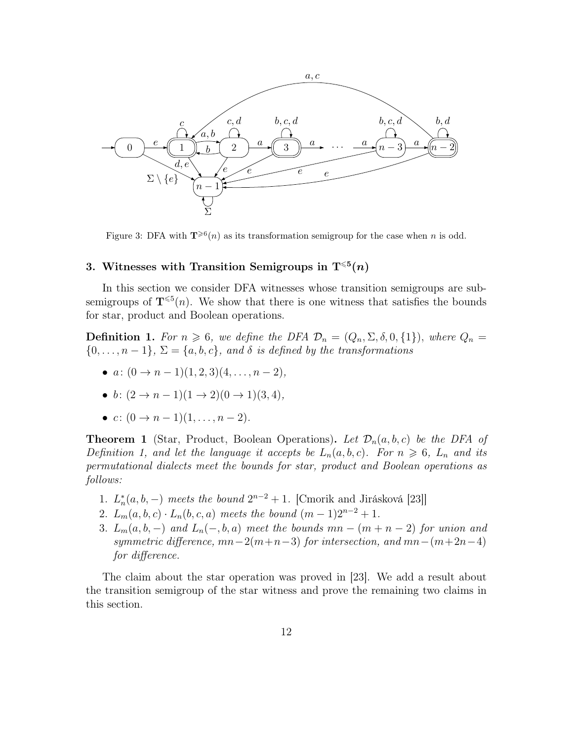Figure 3: DFA with $\mathbf{T}^{\geqslant 6}(n)$ as its transformation semigroup for the case when $n$ is odd.

## 3. Witnesses with Transition Semigroups in $\mathbf{T}^{\leqslant 5}(n)$

In this section we consider DFA witnesses whose transition semigroups are subsemigroups of $\mathbf{T}^{\leqslant 5}(n)$. We show that there is one witness that satisfies the bounds for star, product and Boolean operations.

**Definition 1.** *For $n \geqslant 6$, we define the DFA $\mathcal{D}_n = (Q_n, \Sigma, \delta, 0, \{1\})$, where $Q_n = \{0, \dots, n-1\}$, $\Sigma = \{a, b, c\}$, and $\delta$ is defined by the transformations*

- $a$: $(0 \to n-1)(1,2,3)(4, \dots, n-2)$,
- $b$: $(2 \to n-1)(1 \to 2)(0 \to 1)(3,4)$,
- $c$: $(0 \to n-1)(1, \dots, n-2)$.

**Theorem 1** (Star, Product, Boolean Operations)**.** *Let $\mathcal{D}_n(a,b,c)$ be the DFA of Definition 1, and let the language it accepts be $L_n(a,b,c)$. For $n \geqslant 6$, $L_n$ and its permutational dialects meet the bounds for star, product and Boolean operations as follows:*

1. $L_n^*(a,b,-)$ *meets the bound* $2^{n-2}+1$. [Cmorik and Jirásková [23]]
2. $L_m(a,b,c) \cdot L_n(b,c,a)$ *meets the bound* $(m-1)2^{n-2}+1$.
3. $L_m(a,b,-)$ *and* $L_n(-,b,a)$ *meet the bounds* $mn-(m+n-2)$ *for union and symmetric difference,* $mn-2(m+n-3)$ *for intersection, and* $mn-(m+2n-4)$ *for difference.*

The claim about the star operation was proved in [23]. We add a result about the transition semigroup of the star witness and prove the remaining two claims in this section.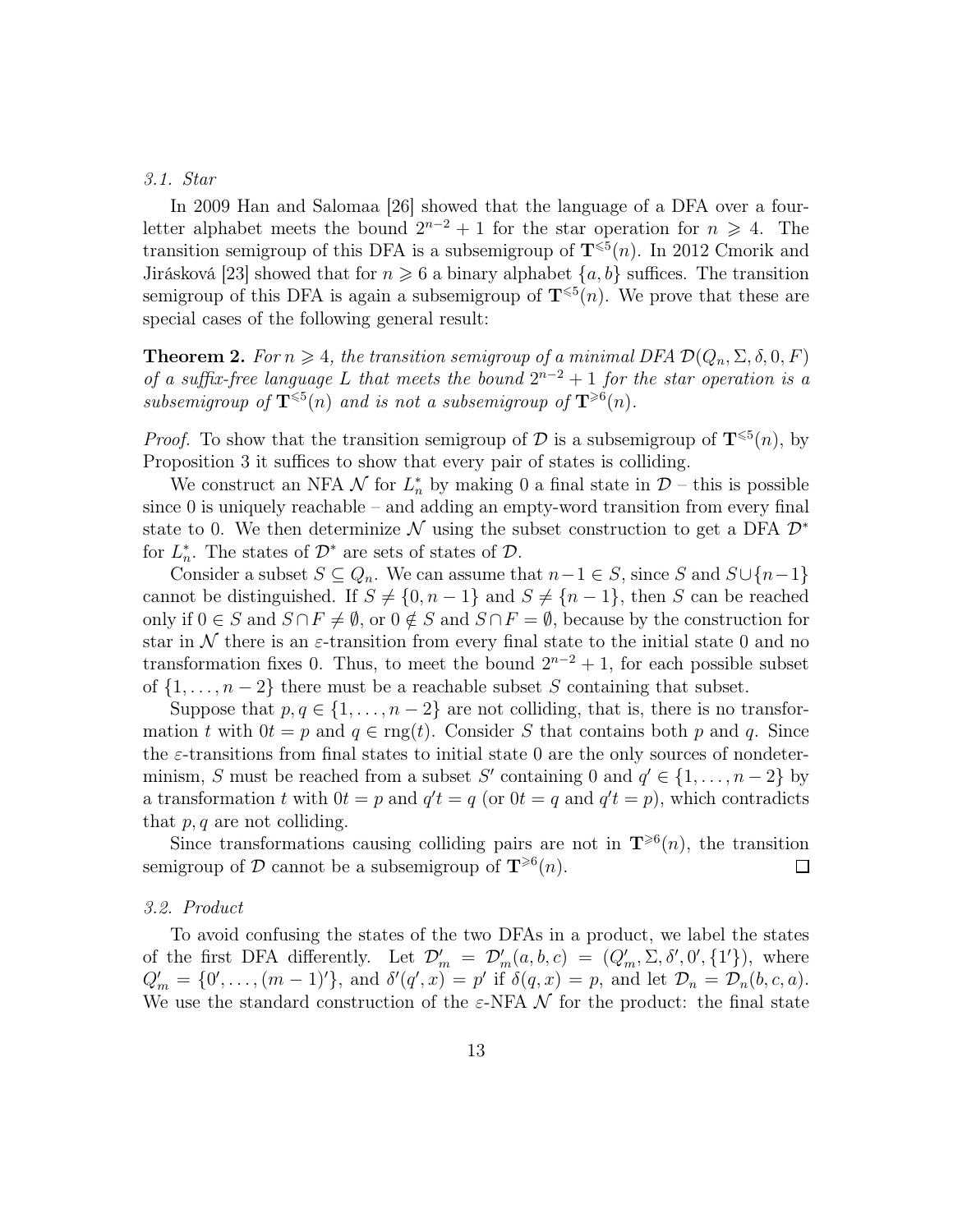### 3.1. Star

In 2009 Han and Salomaa [26] showed that the language of a DFA over a four-letter alphabet meets the bound $2^{n-2}+1$ for the star operation for $n \geqslant 4$. The transition semigroup of this DFA is a subsemigroup of $\mathbf{T}^{\leqslant 5}(n)$. In 2012 Cmorik and Jirásková [23] showed that for $n \geqslant 6$ a binary alphabet $\{a, b\}$ suffices. The transition semigroup of this DFA is again a subsemigroup of $\mathbf{T}^{\leqslant 5}(n)$. We prove that these are special cases of the following general result:

**Theorem 2.** *For $n \geqslant 4$, the transition semigroup of a minimal DFA $\mathcal{D}(Q_n, \Sigma, \delta, 0, F)$ of a suffix-free language $L$ that meets the bound $2^{n-2}+1$ for the star operation is a subsemigroup of $\mathbf{T}^{\leqslant 5}(n)$ and is not a subsemigroup of $\mathbf{T}^{\geqslant 6}(n)$.*

*Proof.* To show that the transition semigroup of $\mathcal{D}$ is a subsemigroup of $\mathbf{T}^{\leqslant 5}(n)$, by Proposition 3 it suffices to show that every pair of states is colliding.

We construct an NFA $\mathcal{N}$ for $L_n^*$ by making 0 a final state in $\mathcal{D}$ – this is possible since 0 is uniquely reachable – and adding an empty-word transition from every final state to 0. We then determinize $\mathcal{N}$ using the subset construction to get a DFA $\mathcal{D}^*$ for $L_n^*$. The states of $\mathcal{D}^*$ are sets of states of $\mathcal{D}$.

Consider a subset $S \subseteq Q_n$. We can assume that $n-1 \in S$, since $S$ and $S \cup \{n-1\}$ cannot be distinguished. If $S \neq \{0, n-1\}$ and $S \neq \{n-1\}$, then $S$ can be reached only if $0 \in S$ and $S \cap F \neq \emptyset$, or $0 \notin S$ and $S \cap F = \emptyset$, because by the construction for star in $\mathcal{N}$ there is an $\varepsilon$-transition from every final state to the initial state 0 and no transformation fixes 0. Thus, to meet the bound $2^{n-2}+1$, for each possible subset of $\{1, \dots, n-2\}$ there must be a reachable subset $S$ containing that subset.

Suppose that $p, q \in \{1, \dots, n-2\}$ are not colliding, that is, there is no transformation $t$ with $0t = p$ and $q \in \operatorname{rng}(t)$. Consider $S$ that contains both $p$ and $q$. Since the $\varepsilon$-transitions from final states to initial state 0 are the only sources of nondeterminism, $S$ must be reached from a subset $S'$ containing 0 and $q' \in \{1, \dots, n-2\}$ by a transformation $t$ with $0t = p$ and $q't = q$ (or $0t = q$ and $q't = p$), which contradicts that $p, q$ are not colliding.

Since transformations causing colliding pairs are not in $\mathbf{T}^{\geqslant 6}(n)$, the transition semigroup of $\mathcal{D}$ cannot be a subsemigroup of $\mathbf{T}^{\geqslant 6}(n)$. $\square$

### 3.2. Product

To avoid confusing the states of the two DFAs in a product, we label the states of the first DFA differently. Let $\mathcal{D}'_m = \mathcal{D}'_m(a, b, c) = (Q'_m, \Sigma, \delta', 0', \{1'\})$, where $Q'_m = \{0', \dots, (m-1)'\}$, and $\delta'(q', x) = p'$ if $\delta(q, x) = p$, and let $\mathcal{D}_n = \mathcal{D}_n(b, c, a)$. We use the standard construction of the $\varepsilon$-NFA $\mathcal{N}$ for the product: the final state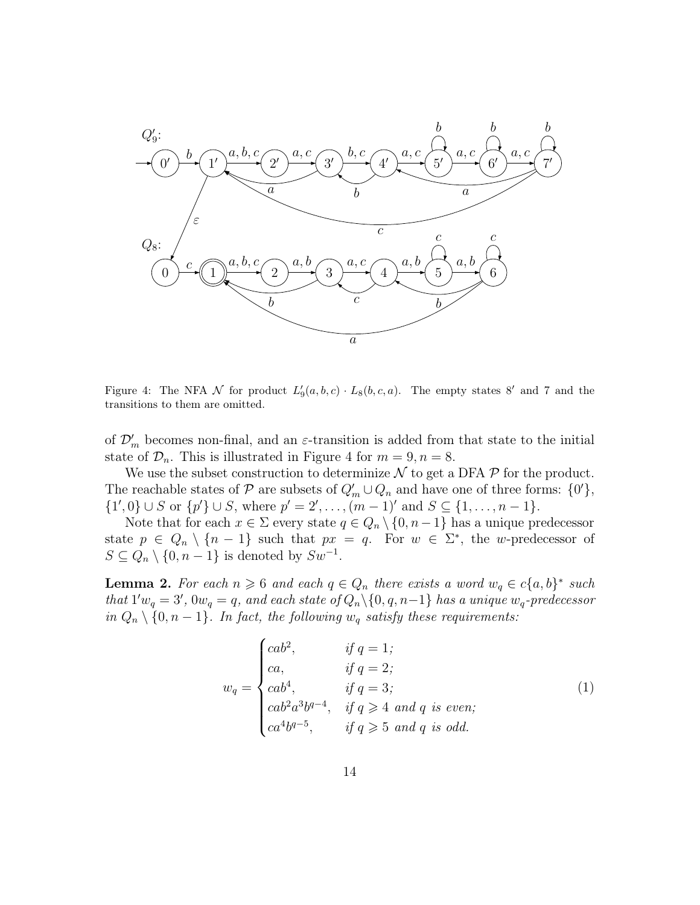Figure 4: The NFA $\mathcal{N}$ for product $L'_9(a,b,c) \cdot L_8(b,c,a)$. The empty states $8'$ and 7 and the transitions to them are omitted.

of $\mathcal{D}'_m$ becomes non-final, and an $\varepsilon$-transition is added from that state to the initial state of $\mathcal{D}_n$. This is illustrated in Figure 4 for $m = 9, n = 8$.

We use the subset construction to determinize $\mathcal{N}$ to get a DFA $\mathcal{P}$ for the product. The reachable states of $\mathcal{P}$ are subsets of $Q'_m \cup Q_n$ and have one of three forms: $\{0'\}$, $\{1', 0\} \cup S$ or $\{p'\} \cup S$, where $p' = 2', \dots, (m-1)'$ and $S \subseteq \{1, \dots, n-1\}$.

Note that for each $x \in \Sigma$ every state $q \in Q_n \setminus \{0, n-1\}$ has a unique predecessor state $p \in Q_n \setminus \{n-1\}$ such that $px = q$. For $w \in \Sigma^*$, the $w$-predecessor of $S \subseteq Q_n \setminus \{0, n-1\}$ is denoted by $Sw^{-1}$.

**Lemma 2.** *For each $n \geqslant 6$ and each $q \in Q_n$ there exists a word $w_q \in c\{a,b\}^*$ such that $1'w_q = 3'$, $0w_q = q$, and each state of $Q_n \setminus \{0, q, n-1\}$ has a unique $w_q$-predecessor in $Q_n \setminus \{0, n-1\}$. In fact, the following $w_q$ satisfy these requirements:*

$$w_q = \begin{cases} cab^2, & \text{if } q = 1; \\ ca, & \text{if } q = 2; \\ cab^4, & \text{if } q = 3; \\ cab^2a^3b^{q-4}, & \text{if } q \geqslant 4 \text{ and } q \text{ is even}; \\ ca^4b^{q-5}, & \text{if } q \geqslant 5 \text{ and } q \text{ is odd}. \end{cases} \tag{1}$$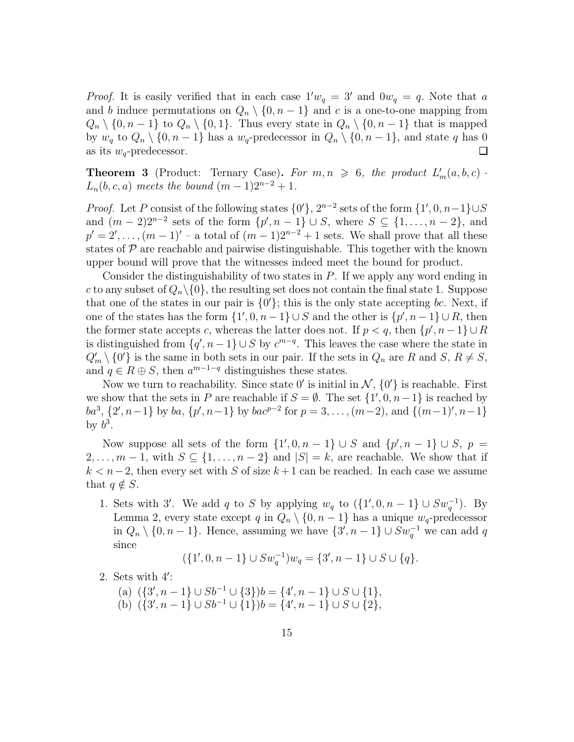*Proof.* It is easily verified that in each case $1'w_q = 3'$ and $0w_q = q$. Note that $a$ and $b$ induce permutations on $Q_n \setminus \{0, n-1\}$ and $c$ is a one-to-one mapping from $Q_n \setminus \{0, n-1\}$ to $Q_n \setminus \{0, 1\}$. Thus every state in $Q_n \setminus \{0, n-1\}$ that is mapped by $w_q$ to $Q_n \setminus \{0, n-1\}$ has a $w_q$-predecessor in $Q_n \setminus \{0, n-1\}$, and state $q$ has 0 as its $w_q$-predecessor. □

**Theorem 3** (Product: Ternary Case)**.** *For $m, n \geqslant 6$, the product $L'_m(a, b, c) \cdot L_n(b, c, a)$ meets the bound $(m-1)2^{n-2} + 1$.*

*Proof.* Let $P$ consist of the following states $\{0'\}$, $2^{n-2}$ sets of the form $\{1', 0, n-1\} \cup S$ and $(m-2)2^{n-2}$ sets of the form $\{p', n-1\} \cup S$, where $S \subseteq \{1, \ldots, n-2\}$, and $p' = 2', \ldots, (m-1)'$ – a total of $(m-1)2^{n-2} + 1$ sets. We shall prove that all these states of $\mathcal{P}$ are reachable and pairwise distinguishable. This together with the known upper bound will prove that the witnesses indeed meet the bound for product.

Consider the distinguishability of two states in $P$. If we apply any word ending in $c$ to any subset of $Q_n \setminus \{0\}$, the resulting set does not contain the final state 1. Suppose that one of the states in our pair is $\{0'\}$; this is the only state accepting $bc$. Next, if one of the states has the form $\{1', 0, n-1\} \cup S$ and the other is $\{p', n-1\} \cup R$, then the former state accepts $c$, whereas the latter does not. If $p < q$, then $\{p', n-1\} \cup R$ is distinguished from $\{q', n-1\} \cup S$ by $c^{m-q}$. This leaves the case where the state in $Q'_m \setminus \{0'\}$ is the same in both sets in our pair. If the sets in $Q_n$ are $R$ and $S$, $R \neq S$, and $q \in R \oplus S$, then $a^{m-1-q}$ distinguishes these states.

Now we turn to reachability. Since state $0'$ is initial in $\mathcal{N}$, $\{0'\}$ is reachable. First we show that the sets in $P$ are reachable if $S = \emptyset$. The set $\{1', 0, n-1\}$ is reached by $ba^3$, $\{2', n-1\}$ by $ba$, $\{p', n-1\}$ by $bac^{p-2}$ for $p = 3, \ldots, (m-2)$, and $\{(m-1)', n-1\}$ by $b^3$.

Now suppose all sets of the form $\{1', 0, n-1\} \cup S$ and $\{p', n-1\} \cup S$, $p = 2, \ldots, m-1$, with $S \subseteq \{1, \ldots, n-2\}$ and $|S| = k$, are reachable. We show that if $k < n-2$, then every set with $S$ of size $k+1$ can be reached. In each case we assume that $q \notin S$.

1. Sets with $3'$. We add $q$ to $S$ by applying $w_q$ to $(\{1', 0, n-1\} \cup Sw_q^{-1})$. By Lemma 2, every state except $q$ in $Q_n \setminus \{0, n-1\}$ has a unique $w_q$-predecessor in $Q_n \setminus \{0, n-1\}$. Hence, assuming we have $\{3', n-1\} \cup Sw_q^{-1}$ we can add $q$ since
$$(\{1', 0, n-1\} \cup Sw_q^{-1})w_q = \{3', n-1\} \cup S \cup \{q\}.$$
2. Sets with $4'$:
   (a) $(\{3', n-1\} \cup Sb^{-1} \cup \{3\})b = \{4', n-1\} \cup S \cup \{1\}$,
   (b) $(\{3', n-1\} \cup Sb^{-1} \cup \{1\})b = \{4', n-1\} \cup S \cup \{2\}$,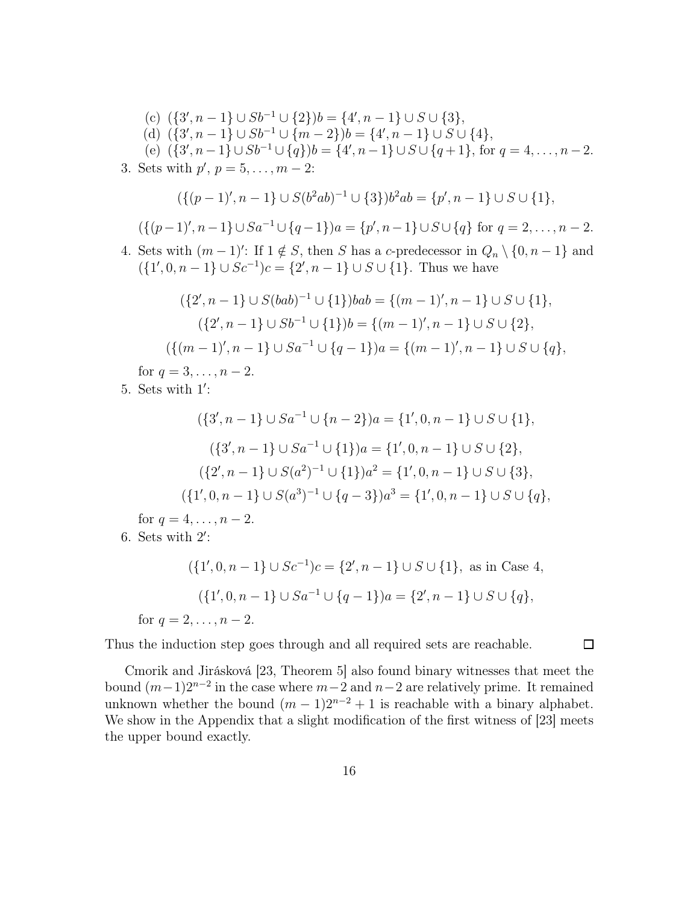(c) $(\{3', n-1\} \cup Sb^{-1} \cup \{2\})b = \{4', n-1\} \cup S \cup \{3\}$,

(d) $(\{3', n-1\} \cup Sb^{-1} \cup \{m-2\})b = \{4', n-1\} \cup S \cup \{4\}$,

(e) $(\{3', n-1\} \cup Sb^{-1} \cup \{q\})b = \{4', n-1\} \cup S \cup \{q+1\}$, for $q = 4, \dots, n-2$.

3. Sets with $p'$, $p = 5, \dots, m-2$:

$$(\{(p-1)', n-1\} \cup S(b^2ab)^{-1} \cup \{3\})b^2ab = \{p', n-1\} \cup S \cup \{1\},$$

$$(\{(p-1)', n-1\} \cup Sa^{-1} \cup \{q-1\})a = \{p', n-1\} \cup S \cup \{q\} \text{ for } q = 2, \dots, n-2.$$

4. Sets with $(m-1)'$: If $1 \notin S$, then $S$ has a $c$-predecessor in $Q_n \setminus \{0, n-1\}$ and $(\{1', 0, n-1\} \cup Sc^{-1})c = \{2', n-1\} \cup S \cup \{1\}$. Thus we have

$$(\{2', n-1\} \cup S(bab)^{-1} \cup \{1\})bab = \{(m-1)', n-1\} \cup S \cup \{1\},$$

$$(\{2', n-1\} \cup Sb^{-1} \cup \{1\})b = \{(m-1)', n-1\} \cup S \cup \{2\},$$

$$(\{(m-1)', n-1\} \cup Sa^{-1} \cup \{q-1\})a = \{(m-1)', n-1\} \cup S \cup \{q\},$$

for $q = 3, \dots, n-2$.

5. Sets with $1'$:

$$(\{3', n-1\} \cup Sa^{-1} \cup \{n-2\})a = \{1', 0, n-1\} \cup S \cup \{1\},$$

$$(\{3', n-1\} \cup Sa^{-1} \cup \{1\})a = \{1', 0, n-1\} \cup S \cup \{2\},$$

$$(\{2', n-1\} \cup S(a^2)^{-1} \cup \{1\})a^2 = \{1', 0, n-1\} \cup S \cup \{3\},$$

$$(\{1', 0, n-1\} \cup S(a^3)^{-1} \cup \{q-3\})a^3 = \{1', 0, n-1\} \cup S \cup \{q\},$$

for $q = 4, \dots, n-2$.

6. Sets with $2'$:

$$(\{1', 0, n-1\} \cup Sc^{-1})c = \{2', n-1\} \cup S \cup \{1\}, \text{ as in Case 4,}$$

$$(\{1', 0, n-1\} \cup Sa^{-1} \cup \{q-1\})a = \{2', n-1\} \cup S \cup \{q\},$$

for $q = 2, \dots, n-2$.

Thus the induction step goes through and all required sets are reachable. $\square$

Cmorik and Jirásková [23, Theorem 5] also found binary witnesses that meet the bound $(m-1)2^{n-2}$ in the case where $m-2$ and $n-2$ are relatively prime. It remained unknown whether the bound $(m-1)2^{n-2}+1$ is reachable with a binary alphabet. We show in the Appendix that a slight modification of the first witness of [23] meets the upper bound exactly.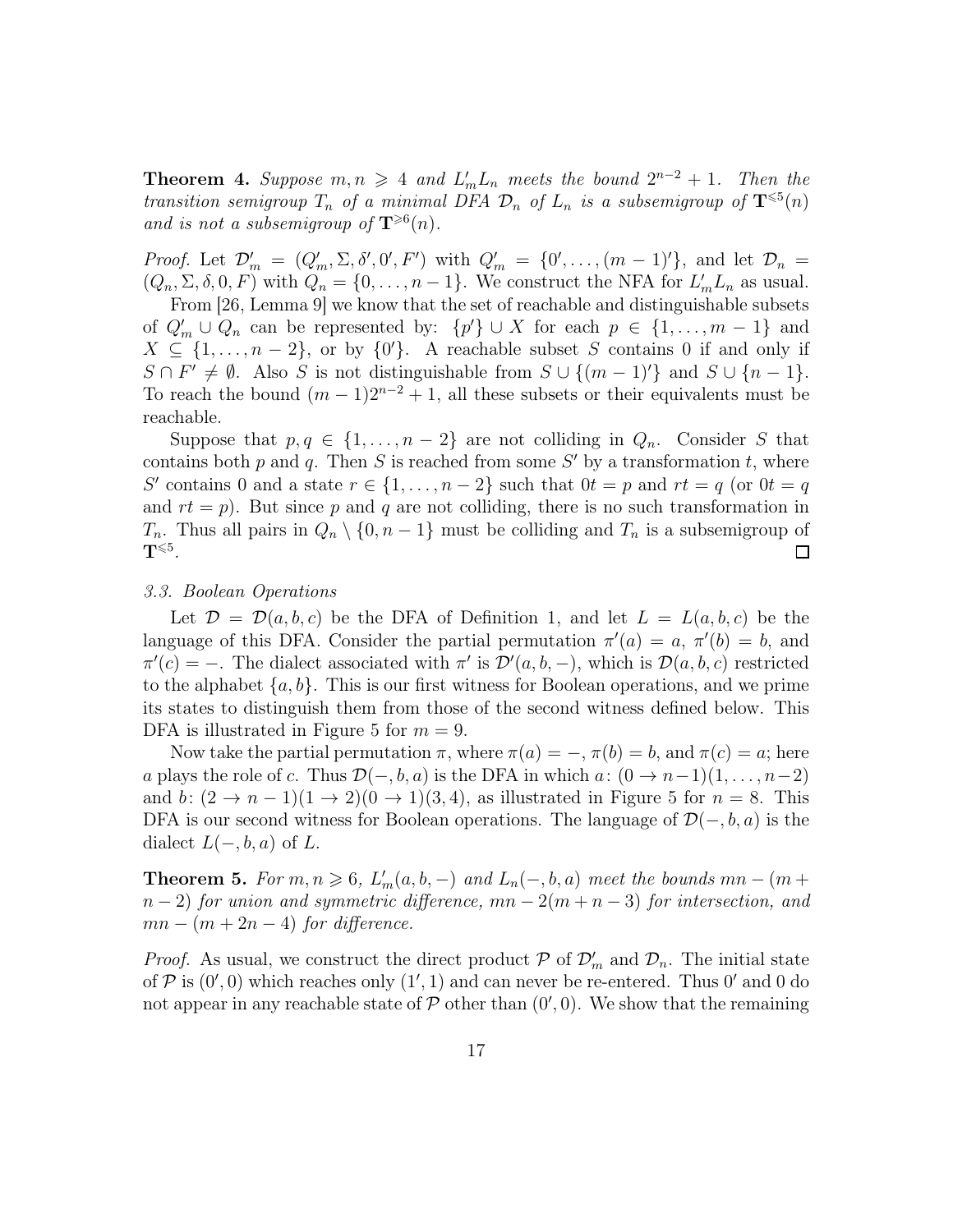**Theorem 4.** *Suppose $m, n \geqslant 4$ and $L'_m L_n$ meets the bound $2^{n-2}+1$. Then the transition semigroup $T_n$ of a minimal DFA $\mathcal{D}_n$ of $L_n$ is a subsemigroup of $\mathbf{T}^{\leqslant 5}(n)$ and is not a subsemigroup of $\mathbf{T}^{\geqslant 6}(n)$.*

*Proof.* Let $\mathcal{D}'_m = (Q'_m, \Sigma, \delta', 0', F')$ with $Q'_m = \{0', \dots, (m-1)'\}$, and let $\mathcal{D}_n = (Q_n, \Sigma, \delta, 0, F)$ with $Q_n = \{0, \dots, n-1\}$. We construct the NFA for $L'_m L_n$ as usual.

From [26, Lemma 9] we know that the set of reachable and distinguishable subsets of $Q'_m \cup Q_n$ can be represented by: $\{p'\} \cup X$ for each $p \in \{1, \dots, m-1\}$ and $X \subseteq \{1, \dots, n-2\}$, or by $\{0'\}$. A reachable subset $S$ contains 0 if and only if $S \cap F' \neq \emptyset$. Also $S$ is not distinguishable from $S \cup \{(m-1)'\}$ and $S \cup \{n-1\}$. To reach the bound $(m-1)2^{n-2}+1$, all these subsets or their equivalents must be reachable.

Suppose that $p, q \in \{1, \dots, n-2\}$ are not colliding in $Q_n$. Consider $S$ that contains both $p$ and $q$. Then $S$ is reached from some $S'$ by a transformation $t$, where $S'$ contains 0 and a state $r \in \{1, \dots, n-2\}$ such that $0t = p$ and $rt = q$ (or $0t = q$ and $rt = p$). But since $p$ and $q$ are not colliding, there is no such transformation in $T_n$. Thus all pairs in $Q_n \setminus \{0, n-1\}$ must be colliding and $T_n$ is a subsemigroup of $\mathbf{T}^{\leqslant 5}$. □

### 3.3. Boolean Operations

Let $\mathcal{D} = \mathcal{D}(a, b, c)$ be the DFA of Definition 1, and let $L = L(a, b, c)$ be the language of this DFA. Consider the partial permutation $\pi'(a) = a$, $\pi'(b) = b$, and $\pi'(c) = -$. The dialect associated with $\pi'$ is $\mathcal{D}'(a, b, -)$, which is $\mathcal{D}(a, b, c)$ restricted to the alphabet $\{a, b\}$. This is our first witness for Boolean operations, and we prime its states to distinguish them from those of the second witness defined below. This DFA is illustrated in Figure 5 for $m = 9$.

Now take the partial permutation $\pi$, where $\pi(a) = -$, $\pi(b) = b$, and $\pi(c) = a$; here $a$ plays the role of $c$. Thus $\mathcal{D}(-, b, a)$ is the DFA in which $a\colon (0 \to n-1)(1, \dots, n-2)$ and $b\colon (2 \to n-1)(1 \to 2)(0 \to 1)(3, 4)$, as illustrated in Figure 5 for $n = 8$. This DFA is our second witness for Boolean operations. The language of $\mathcal{D}(-, b, a)$ is the dialect $L(-, b, a)$ of $L$.

**Theorem 5.** *For $m, n \geqslant 6$, $L'_m(a, b, -)$ and $L_n(-, b, a)$ meet the bounds $mn - (m + n - 2)$ for union and symmetric difference, $mn - 2(m + n - 3)$ for intersection, and $mn - (m + 2n - 4)$ for difference.*

*Proof.* As usual, we construct the direct product $\mathcal{P}$ of $\mathcal{D}'_m$ and $\mathcal{D}_n$. The initial state of $\mathcal{P}$ is $(0', 0)$ which reaches only $(1', 1)$ and can never be re-entered. Thus $0'$ and $0$ do not appear in any reachable state of $\mathcal{P}$ other than $(0', 0)$. We show that the remaining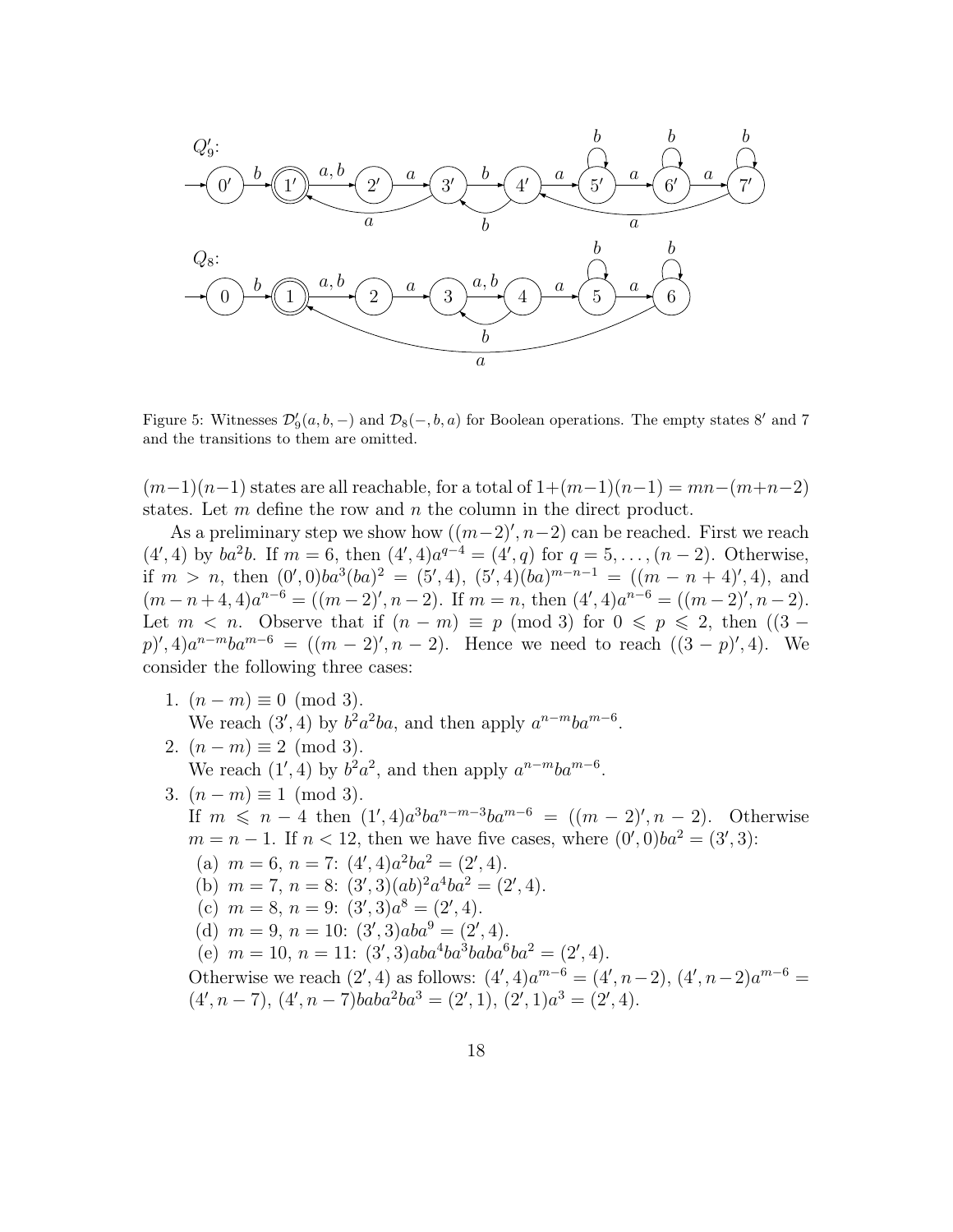Figure 5: Witnesses $\mathcal{D}'_9(a, b, -)$ and $\mathcal{D}_8(-, b, a)$ for Boolean operations. The empty states $8'$ and $7$ and the transitions to them are omitted.

$(m-1)(n-1)$ states are all reachable, for a total of $1+(m-1)(n-1) = mn-(m+n-2)$ states. Let $m$ define the row and $n$ the column in the direct product.

As a preliminary step we show how $((m-2)', n-2)$ can be reached. First we reach $(4', 4)$ by $ba^2b$. If $m = 6$, then $(4', 4)a^{q-4} = (4', q)$ for $q = 5, \dots, (n-2)$. Otherwise, if $m > n$, then $(0', 0)ba^3(ba)^2 = (5', 4)$, $(5', 4)(ba)^{m-n-1} = ((m-n+4)', 4)$, and $(m-n+4, 4)a^{n-6} = ((m-2)', n-2)$. If $m = n$, then $(4', 4)a^{n-6} = ((m-2)', n-2)$. Let $m < n$. Observe that if $(n-m) \equiv p \pmod 3$ for $0 \leqslant p \leqslant 2$, then $((3-p)', 4)a^{n-m}ba^{m-6} = ((m-2)', n-2)$. Hence we need to reach $((3-p)', 4)$. We consider the following three cases:

1. $(n-m) \equiv 0 \pmod 3$.
   We reach $(3', 4)$ by $b^2a^2ba$, and then apply $a^{n-m}ba^{m-6}$.
2. $(n-m) \equiv 2 \pmod 3$.
   We reach $(1', 4)$ by $b^2a^2$, and then apply $a^{n-m}ba^{m-6}$.
3. $(n-m) \equiv 1 \pmod 3$.
   If $m \leqslant n-4$ then $(1', 4)a^3ba^{n-m-3}ba^{m-6} = ((m-2)', n-2)$. Otherwise $m = n-1$. If $n < 12$, then we have five cases, where $(0', 0)ba^2 = (3', 3)$:
   (a) $m = 6$, $n = 7$: $(4', 4)a^2ba^2 = (2', 4)$.
   (b) $m = 7$, $n = 8$: $(3', 3)(ab)^2a^4ba^2 = (2', 4)$.
   (c) $m = 8$, $n = 9$: $(3', 3)a^8 = (2', 4)$.
   (d) $m = 9$, $n = 10$: $(3', 3)aba^9 = (2', 4)$.
   (e) $m = 10$, $n = 11$: $(3', 3)aba^4ba^3baba^6ba^2 = (2', 4)$.
   Otherwise we reach $(2', 4)$ as follows: $(4', 4)a^{m-6} = (4', n-2)$, $(4', n-2)a^{m-6} = (4', n-7)$, $(4', n-7)baba^2ba^3 = (2', 1)$, $(2', 1)a^3 = (2', 4)$.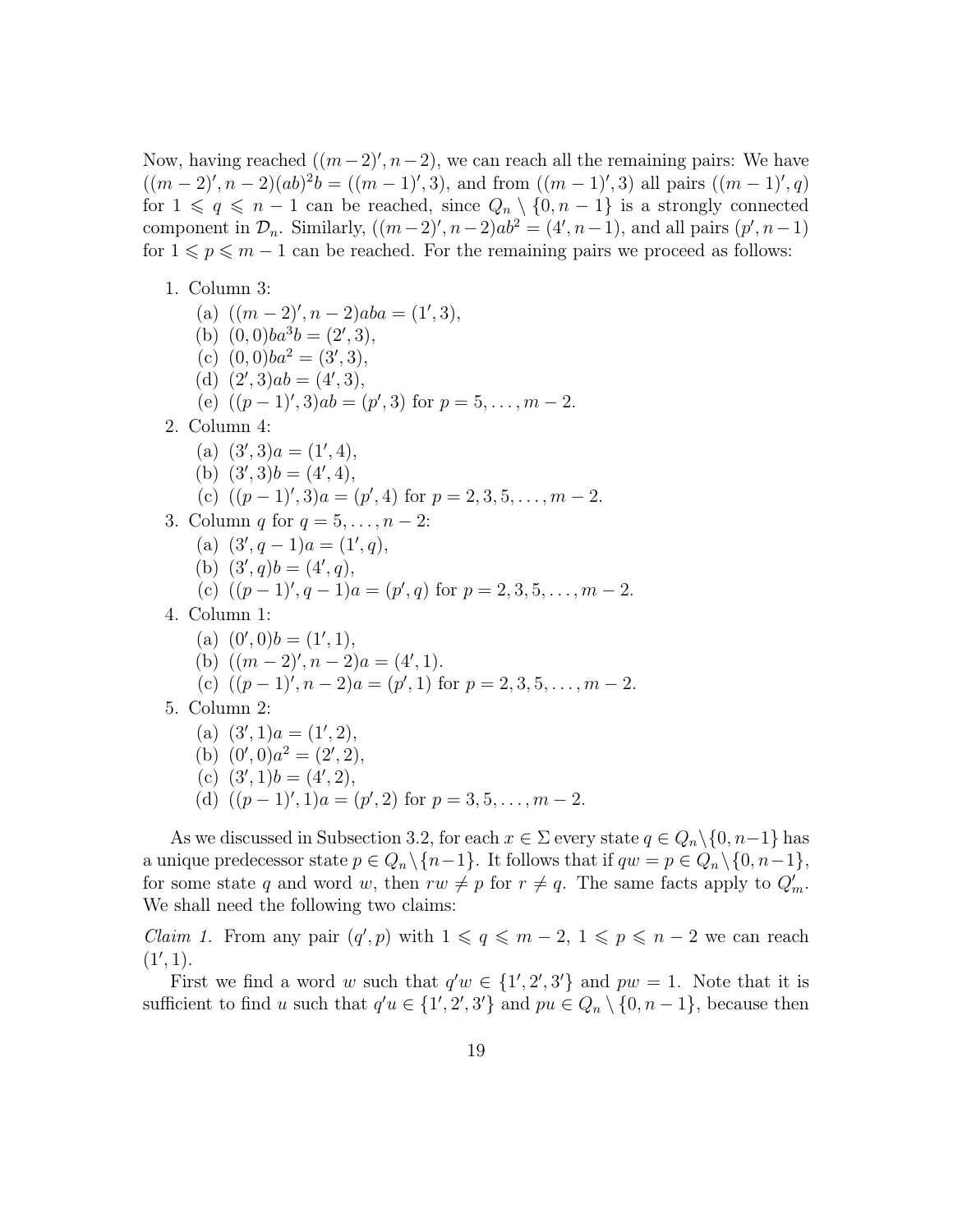Now, having reached $((m-2)', n-2)$, we can reach all the remaining pairs: We have $((m-2)', n-2)(ab)^2b = ((m-1)', 3)$, and from $((m-1)', 3)$ all pairs $((m-1)', q)$ for $1 \leqslant q \leqslant n-1$ can be reached, since $Q_n \setminus \{0, n-1\}$ is a strongly connected component in $\mathcal{D}_n$. Similarly, $((m-2)', n-2)ab^2 = (4', n-1)$, and all pairs $(p', n-1)$ for $1 \leqslant p \leqslant m-1$ can be reached. For the remaining pairs we proceed as follows:

1. Column 3:
   (a) $((m-2)', n-2)aba = (1', 3)$,
   (b) $(0, 0)ba^3b = (2', 3)$,
   (c) $(0, 0)ba^2 = (3', 3)$,
   (d) $(2', 3)ab = (4', 3)$,
   (e) $((p-1)', 3)ab = (p', 3)$ for $p = 5, \ldots, m-2$.
2. Column 4:
   (a) $(3', 3)a = (1', 4)$,
   (b) $(3', 3)b = (4', 4)$,
   (c) $((p-1)', 3)a = (p', 4)$ for $p = 2, 3, 5, \ldots, m-2$.
3. Column $q$ for $q = 5, \ldots, n-2$:
   (a) $(3', q-1)a = (1', q)$,
   (b) $(3', q)b = (4', q)$,
   (c) $((p-1)', q-1)a = (p', q)$ for $p = 2, 3, 5, \ldots, m-2$.
4. Column 1:
   (a) $(0', 0)b = (1', 1)$,
   (b) $((m-2)', n-2)a = (4', 1)$.
   (c) $((p-1)', n-2)a = (p', 1)$ for $p = 2, 3, 5, \ldots, m-2$.
5. Column 2:
   (a) $(3', 1)a = (1', 2)$,
   (b) $(0', 0)a^2 = (2', 2)$,
   (c) $(3', 1)b = (4', 2)$,
   (d) $((p-1)', 1)a = (p', 2)$ for $p = 3, 5, \ldots, m-2$.

As we discussed in Subsection 3.2, for each $x \in \Sigma$ every state $q \in Q_n \setminus \{0, n-1\}$ has a unique predecessor state $p \in Q_n \setminus \{n-1\}$. It follows that if $qw = p \in Q_n \setminus \{0, n-1\}$, for some state $q$ and word $w$, then $rw \neq p$ for $r \neq q$. The same facts apply to $Q'_m$. We shall need the following two claims:

*Claim 1.* From any pair $(q', p)$ with $1 \leqslant q \leqslant m-2$, $1 \leqslant p \leqslant n-2$ we can reach $(1', 1)$.

First we find a word $w$ such that $q'w \in \{1', 2', 3'\}$ and $pw = 1$. Note that it is sufficient to find $u$ such that $q'u \in \{1', 2', 3'\}$ and $pu \in Q_n \setminus \{0, n-1\}$, because then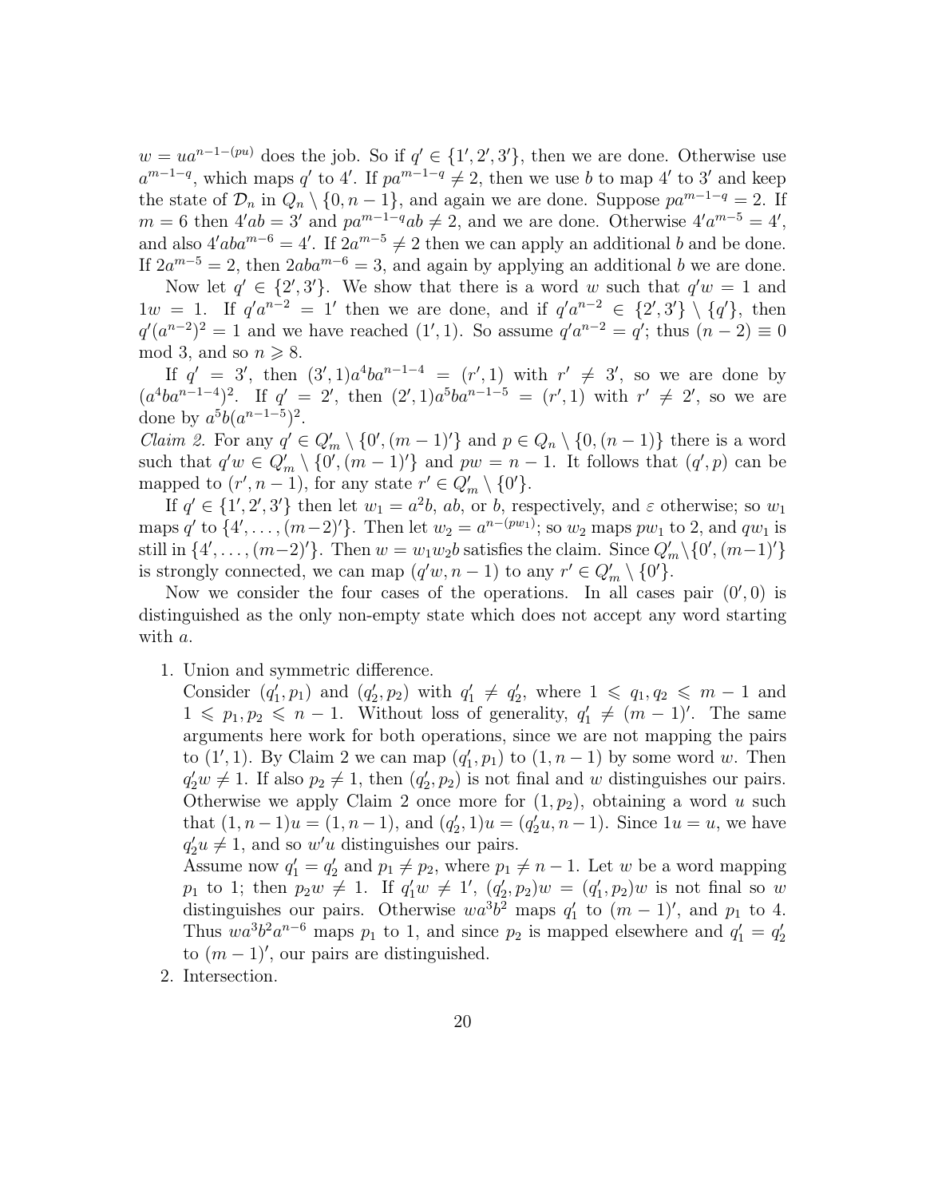$w = ua^{n-1-(pu)}$ does the job. So if $q' \in \{1', 2', 3'\}$, then we are done. Otherwise use $a^{m-1-q}$, which maps $q'$ to $4'$. If $pa^{m-1-q} \neq 2$, then we use $b$ to map $4'$ to $3'$ and keep the state of $\mathcal{D}_n$ in $Q_n \setminus \{0, n-1\}$, and again we are done. Suppose $pa^{m-1-q} = 2$. If $m = 6$ then $4'ab = 3'$ and $pa^{m-1-q}ab \neq 2$, and we are done. Otherwise $4'a^{m-5} = 4'$, and also $4'aba^{m-6} = 4'$. If $2a^{m-5} \neq 2$ then we can apply an additional $b$ and be done. If $2a^{m-5} = 2$, then $2aba^{m-6} = 3$, and again by applying an additional $b$ we are done.

Now let $q' \in \{2', 3'\}$. We show that there is a word $w$ such that $q'w = 1$ and $1w = 1$. If $q'a^{n-2} = 1'$ then we are done, and if $q'a^{n-2} \in \{2', 3'\} \setminus \{q'\}$, then $q'(a^{n-2})^2 = 1$ and we have reached $(1', 1)$. So assume $q'a^{n-2} = q'$; thus $(n-2) \equiv 0 \mod 3$, and so $n \geqslant 8$.

If $q' = 3'$, then $(3', 1)a^4ba^{n-1-4} = (r', 1)$ with $r' \neq 3'$, so we are done by $(a^4ba^{n-1-4})^2$. If $q' = 2'$, then $(2', 1)a^5ba^{n-1-5} = (r', 1)$ with $r' \neq 2'$, so we are done by $a^5b(a^{n-1-5})^2$.

*Claim 2.* For any $q' \in Q'_m \setminus \{0', (m-1)'\}$ and $p \in Q_n \setminus \{0, (n-1)\}$ there is a word such that $q'w \in Q'_m \setminus \{0', (m-1)'\}$ and $pw = n-1$. It follows that $(q', p)$ can be mapped to $(r', n-1)$, for any state $r' \in Q'_m \setminus \{0'\}$.

If $q' \in \{1', 2', 3'\}$ then let $w_1 = a^2b$, $ab$, or $b$, respectively, and $\varepsilon$ otherwise; so $w_1$ maps $q'$ to $\{4', \dots, (m-2)'\}$. Then let $w_2 = a^{n-(pw_1)}$; so $w_2$ maps $pw_1$ to $2$, and $qw_1$ is still in $\{4', \dots, (m-2)'\}$. Then $w = w_1w_2b$ satisfies the claim. Since $Q'_m \setminus \{0', (m-1)'\}$ is strongly connected, we can map $(q'w, n-1)$ to any $r' \in Q'_m \setminus \{0'\}$.

Now we consider the four cases of the operations. In all cases pair $(0', 0)$ is distinguished as the only non-empty state which does not accept any word starting with $a$.

1. Union and symmetric difference.
   Consider $(q'_1, p_1)$ and $(q'_2, p_2)$ with $q'_1 \neq q'_2$, where $1 \leqslant q_1, q_2 \leqslant m-1$ and $1 \leqslant p_1, p_2 \leqslant n-1$. Without loss of generality, $q'_1 \neq (m-1)'$. The same arguments here work for both operations, since we are not mapping the pairs to $(1', 1)$. By Claim 2 we can map $(q'_1, p_1)$ to $(1, n-1)$ by some word $w$. Then $q'_2w \neq 1$. If also $p_2 \neq 1$, then $(q'_2, p_2)$ is not final and $w$ distinguishes our pairs. Otherwise we apply Claim 2 once more for $(1, p_2)$, obtaining a word $u$ such that $(1, n-1)u = (1, n-1)$, and $(q'_2, 1)u = (q'_2u, n-1)$. Since $1u = u$, we have $q'_2u \neq 1$, and so $w'u$ distinguishes our pairs.
   Assume now $q'_1 = q'_2$ and $p_1 \neq p_2$, where $p_1 \neq n-1$. Let $w$ be a word mapping $p_1$ to $1$; then $p_2w \neq 1$. If $q'_1w \neq 1'$, $(q'_2, p_2)w = (q'_1, p_2)w$ is not final so $w$ distinguishes our pairs. Otherwise $wa^3b^2$ maps $q'_1$ to $(m-1)'$, and $p_1$ to $4$. Thus $wa^3b^2a^{n-6}$ maps $p_1$ to $1$, and since $p_2$ is mapped elsewhere and $q'_1 = q'_2$ to $(m-1)'$, our pairs are distinguished.
2. Intersection.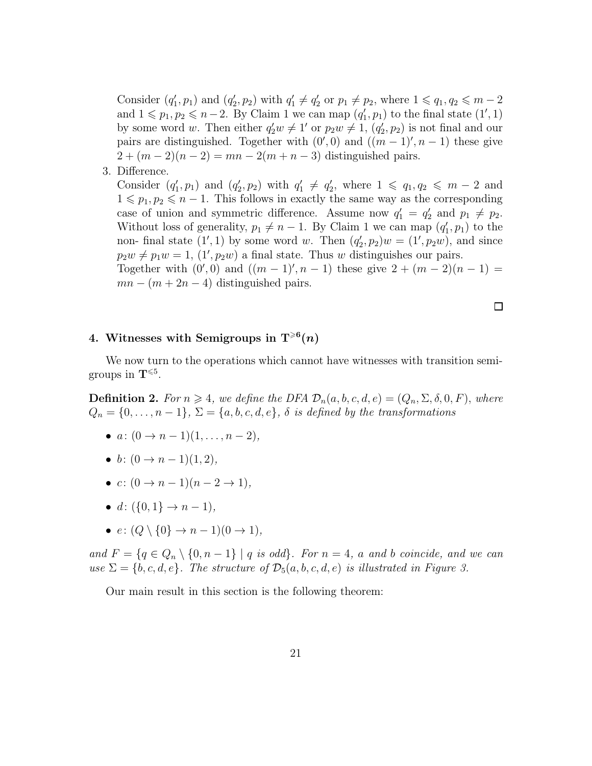Consider $(q_1', p_1)$ and $(q_2', p_2)$ with $q_1' \neq q_2'$ or $p_1 \neq p_2$, where $1 \leqslant q_1, q_2 \leqslant m-2$ and $1 \leqslant p_1, p_2 \leqslant n-2$. By Claim 1 we can map $(q_1', p_1)$ to the final state $(1', 1)$ by some word $w$. Then either $q_2'w \neq 1'$ or $p_2 w \neq 1$, $(q_2', p_2)$ is not final and our pairs are distinguished. Together with $(0', 0)$ and $((m-1)', n-1)$ these give $2 + (m-2)(n-2) = mn - 2(m+n-3)$ distinguished pairs.

3. Difference.
   Consider $(q_1', p_1)$ and $(q_2', p_2)$ with $q_1' \neq q_2'$, where $1 \leqslant q_1, q_2 \leqslant m-2$ and $1 \leqslant p_1, p_2 \leqslant n-1$. This follows in exactly the same way as the corresponding case of union and symmetric difference. Assume now $q_1' = q_2'$ and $p_1 \neq p_2$. Without loss of generality, $p_1 \neq n-1$. By Claim 1 we can map $(q_1', p_1)$ to the non- final state $(1', 1)$ by some word $w$. Then $(q_2', p_2)w = (1', p_2 w)$, and since $p_2 w \neq p_1 w = 1$, $(1', p_2 w)$ a final state. Thus $w$ distinguishes our pairs.
   Together with $(0', 0)$ and $((m-1)', n-1)$ these give $2 + (m-2)(n-1) = mn - (m+2n-4)$ distinguished pairs.

□

## 4. Witnesses with Semigroups in $\mathbf{T}^{\geqslant 6}(n)$

We now turn to the operations which cannot have witnesses with transition semigroups in $\mathbf{T}^{\leqslant 5}$.

**Definition 2.** *For $n \geqslant 4$, we define the DFA $\mathcal{D}_n(a, b, c, d, e) = (Q_n, \Sigma, \delta, 0, F)$, where $Q_n = \{0, \dots, n-1\}$, $\Sigma = \{a, b, c, d, e\}$, $\delta$ is defined by the transformations*

- $a$: $(0 \to n-1)(1, \dots, n-2)$,
- $b$: $(0 \to n-1)(1, 2)$,
- $c$: $(0 \to n-1)(n-2 \to 1)$,
- $d$: $(\{0, 1\} \to n-1)$,
- $e$: $(Q \setminus \{0\} \to n-1)(0 \to 1)$,

*and $F = \{q \in Q_n \setminus \{0, n-1\} \mid q \text{ is odd}\}$. For $n = 4$, $a$ and $b$ coincide, and we can use $\Sigma = \{b, c, d, e\}$. The structure of $\mathcal{D}_5(a, b, c, d, e)$ is illustrated in Figure 3.*

Our main result in this section is the following theorem: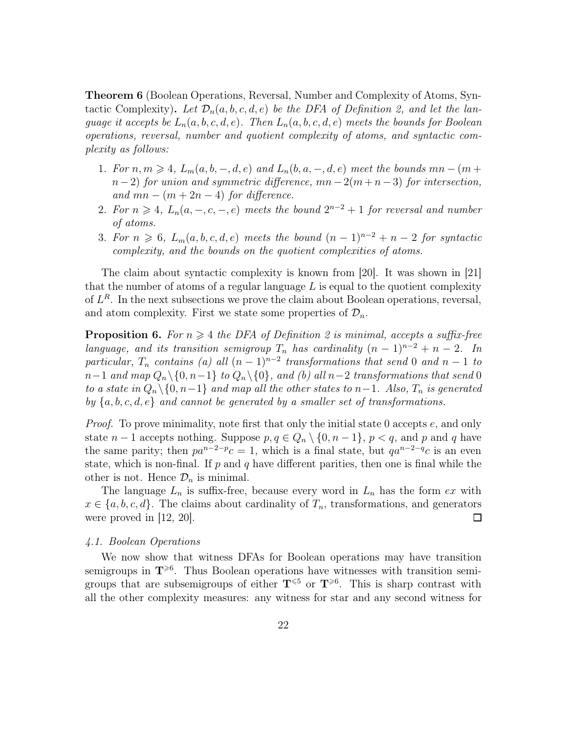**Theorem 6** (Boolean Operations, Reversal, Number and Complexity of Atoms, Syntactic Complexity)**.** *Let $\mathcal{D}_n(a,b,c,d,e)$ be the DFA of Definition 2, and let the language it accepts be $L_n(a,b,c,d,e)$. Then $L_n(a,b,c,d,e)$ meets the bounds for Boolean operations, reversal, number and quotient complexity of atoms, and syntactic complexity as follows:*

1. *For $n, m \geqslant 4$, $L_m(a,b,-,d,e)$ and $L_n(b,a,-,d,e)$ meet the bounds $mn-(m+n-2)$ for union and symmetric difference, $mn-2(m+n-3)$ for intersection, and $mn-(m+2n-4)$ for difference.*
2. *For $n \geqslant 4$, $L_n(a,-,c,-,e)$ meets the bound $2^{n-2}+1$ for reversal and number of atoms.*
3. *For $n \geqslant 6$, $L_m(a,b,c,d,e)$ meets the bound $(n-1)^{n-2}+n-2$ for syntactic complexity, and the bounds on the quotient complexities of atoms.*

The claim about syntactic complexity is known from [20]. It was shown in [21] that the number of atoms of a regular language $L$ is equal to the quotient complexity of $L^R$. In the next subsections we prove the claim about Boolean operations, reversal, and atom complexity. First we state some properties of $\mathcal{D}_n$.

**Proposition 6.** *For $n \geqslant 4$ the DFA of Definition 2 is minimal, accepts a suffix-free language, and its transition semigroup $T_n$ has cardinality $(n-1)^{n-2}+n-2$. In particular, $T_n$ contains (a) all $(n-1)^{n-2}$ transformations that send $0$ and $n-1$ to $n-1$ and map $Q_n \setminus \{0, n-1\}$ to $Q_n \setminus \{0\}$, and (b) all $n-2$ transformations that send $0$ to a state in $Q_n \setminus \{0, n-1\}$ and map all the other states to $n-1$. Also, $T_n$ is generated by $\{a,b,c,d,e\}$ and cannot be generated by a smaller set of transformations.*

*Proof.* To prove minimality, note first that only the initial state $0$ accepts $e$, and only state $n-1$ accepts nothing. Suppose $p, q \in Q_n \setminus \{0, n-1\}$, $p < q$, and $p$ and $q$ have the same parity; then $pa^{n-2-p}c = 1$, which is a final state, but $qa^{n-2-q}c$ is an even state, which is non-final. If $p$ and $q$ have different parities, then one is final while the other is not. Hence $\mathcal{D}_n$ is minimal.

The language $L_n$ is suffix-free, because every word in $L_n$ has the form $ex$ with $x \in \{a,b,c,d\}$. The claims about cardinality of $T_n$, transformations, and generators were proved in [12, 20]. □

*4.1. Boolean Operations*

We now show that witness DFAs for Boolean operations may have transition semigroups in $\mathbf{T}^{\geqslant 6}$. Thus Boolean operations have witnesses with transition semigroups that are subsemigroups of either $\mathbf{T}^{\leqslant 5}$ or $\mathbf{T}^{\geqslant 6}$. This is sharp contrast with all the other complexity measures: any witness for star and any second witness for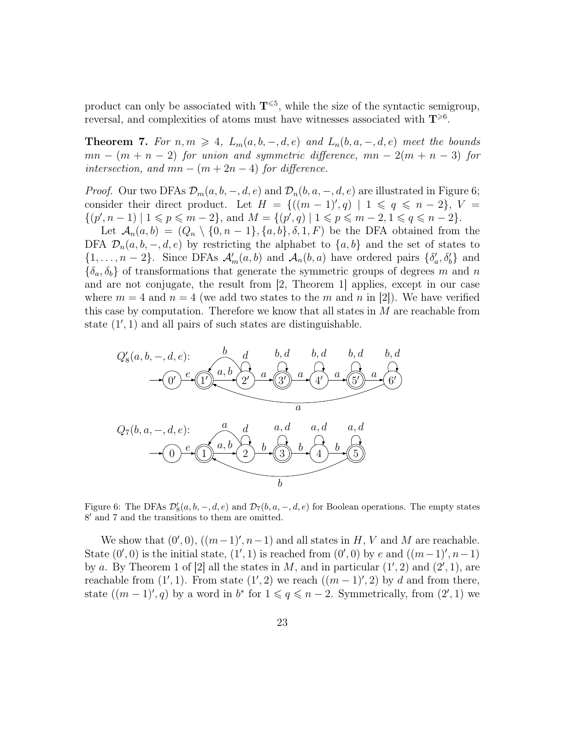product can only be associated with $\mathbf{T}^{\leqslant 5}$, while the size of the syntactic semigroup, reversal, and complexities of atoms must have witnesses associated with $\mathbf{T}^{\geqslant 6}$.

**Theorem 7.** *For $n, m \geqslant 4$, $L_m(a, b, -, d, e)$ and $L_n(b, a, -, d, e)$ meet the bounds $mn - (m + n - 2)$ for union and symmetric difference, $mn - 2(m + n - 3)$ for intersection, and $mn - (m + 2n - 4)$ for difference.*

*Proof.* Our two DFAs $\mathcal{D}_m(a, b, -, d, e)$ and $\mathcal{D}_n(b, a, -, d, e)$ are illustrated in Figure 6; consider their direct product. Let $H = \{((m-1)', q) \mid 1 \leqslant q \leqslant n-2\}$, $V = \{(p', n-1) \mid 1 \leqslant p \leqslant m-2\}$, and $M = \{(p', q) \mid 1 \leqslant p \leqslant m-2, 1 \leqslant q \leqslant n-2\}$.

Let $\mathcal{A}_n(a, b) = (Q_n \setminus \{0, n-1\}, \{a, b\}, \delta, 1, F)$ be the DFA obtained from the DFA $\mathcal{D}_n(a, b, -, d, e)$ by restricting the alphabet to $\{a, b\}$ and the set of states to $\{1, \dots, n-2\}$. Since DFAs $\mathcal{A}'_m(a, b)$ and $\mathcal{A}_n(b, a)$ have ordered pairs $\{\delta'_a, \delta'_b\}$ and $\{\delta_a, \delta_b\}$ of transformations that generate the symmetric groups of degrees $m$ and $n$ and are not conjugate, the result from [2, Theorem 1] applies, except in our case where $m = 4$ and $n = 4$ (we add two states to the $m$ and $n$ in [2]). We have verified this case by computation. Therefore we know that all states in $M$ are reachable from state $(1', 1)$ and all pairs of such states are distinguishable.

Figure 6: The DFAs $\mathcal{D}'_8(a, b, -, d, e)$ and $\mathcal{D}_7(b, a, -, d, e)$ for Boolean operations. The empty states $8'$ and $7$ and the transitions to them are omitted.

We show that $(0', 0)$, $((m-1)', n-1)$ and all states in $H$, $V$ and $M$ are reachable. State $(0', 0)$ is the initial state, $(1', 1)$ is reached from $(0', 0)$ by $e$ and $((m-1)', n-1)$ by $a$. By Theorem 1 of [2] all the states in $M$, and in particular $(1', 2)$ and $(2', 1)$, are reachable from $(1', 1)$. From state $(1', 2)$ we reach $((m-1)', 2)$ by $d$ and from there, state $((m-1)', q)$ by a word in $b^*$ for $1 \leqslant q \leqslant n-2$. Symmetrically, from $(2', 1)$ we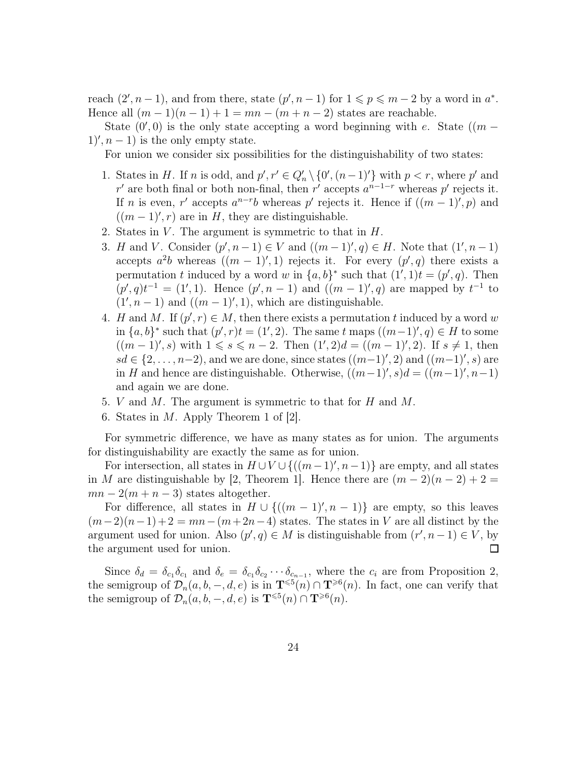reach $(2', n-1)$, and from there, state $(p', n-1)$ for $1 \leqslant p \leqslant m-2$ by a word in $a^*$. Hence all $(m-1)(n-1)+1 = mn-(m+n-2)$ states are reachable.

State $(0', 0)$ is the only state accepting a word beginning with $e$. State $((m-1)', n-1)$ is the only empty state.

For union we consider six possibilities for the distinguishability of two states:

1. States in $H$. If $n$ is odd, and $p', r' \in Q'_n \setminus \{0', (n-1)'\}$ with $p < r$, where $p'$ and $r'$ are both final or both non-final, then $r'$ accepts $a^{n-1-r}$ whereas $p'$ rejects it. If $n$ is even, $r'$ accepts $a^{n-r}b$ whereas $p'$ rejects it. Hence if $((m-1)', p)$ and $((m-1)', r)$ are in $H$, they are distinguishable.
2. States in $V$. The argument is symmetric to that in $H$.
3. $H$ and $V$. Consider $(p', n-1) \in V$ and $((m-1)', q) \in H$. Note that $(1', n-1)$ accepts $a^2b$ whereas $((m-1)', 1)$ rejects it. For every $(p', q)$ there exists a permutation $t$ induced by a word $w$ in $\{a,b\}^*$ such that $(1', 1)t = (p', q)$. Then $(p', q)t^{-1} = (1', 1)$. Hence $(p', n-1)$ and $((m-1)', q)$ are mapped by $t^{-1}$ to $(1', n-1)$ and $((m-1)', 1)$, which are distinguishable.
4. $H$ and $M$. If $(p', r) \in M$, then there exists a permutation $t$ induced by a word $w$ in $\{a,b\}^*$ such that $(p', r)t = (1', 2)$. The same $t$ maps $((m-1)', q) \in H$ to some $((m-1)', s)$ with $1 \leqslant s \leqslant n-2$. Then $(1', 2)d = ((m-1)', 2)$. If $s \neq 1$, then $sd \in \{2, \dots, n-2)$, and we are done, since states $((m-1)', 2)$ and $((m-1)', s)$ are in $H$ and hence are distinguishable. Otherwise, $((m-1)', s)d = ((m-1)', n-1)$ and again we are done.
5. $V$ and $M$. The argument is symmetric to that for $H$ and $M$.
6. States in $M$. Apply Theorem 1 of [2].

For symmetric difference, we have as many states as for union. The arguments for distinguishability are exactly the same as for union.

For intersection, all states in $H \cup V \cup \{((m-1)', n-1)\}$ are empty, and all states in $M$ are distinguishable by [2, Theorem 1]. Hence there are $(m-2)(n-2)+2 = mn-2(m+n-3)$ states altogether.

For difference, all states in $H \cup \{((m-1)', n-1)\}$ are empty, so this leaves $(m-2)(n-1)+2 = mn-(m+2n-4)$ states. The states in $V$ are all distinct by the argument used for union. Also $(p', q) \in M$ is distinguishable from $(r', n-1) \in V$, by the argument used for union. □

Since $\delta_d = \delta_{c_1}\delta_{c_1}$ and $\delta_e = \delta_{c_1}\delta_{c_2}\cdots\delta_{c_{n-1}}$, where the $c_i$ are from Proposition 2, the semigroup of $\mathcal{D}_n(a, b, -, d, e)$ is in $\mathbf{T}^{\leqslant 5}(n) \cap \mathbf{T}^{\geqslant 6}(n)$. In fact, one can verify that the semigroup of $\mathcal{D}_n(a, b, -, d, e)$ is $\mathbf{T}^{\leqslant 5}(n) \cap \mathbf{T}^{\geqslant 6}(n)$.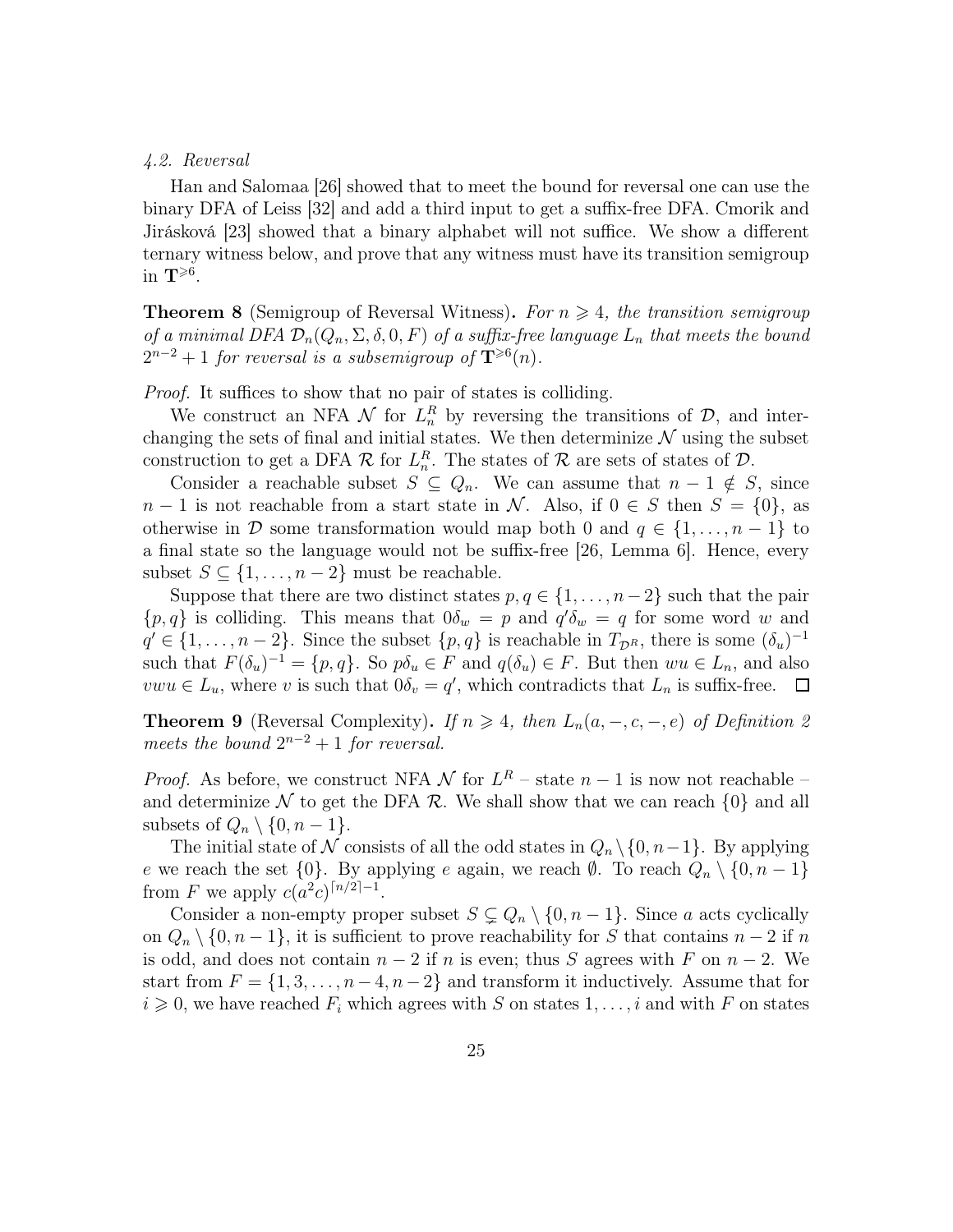*4.2. Reversal*

Han and Salomaa [26] showed that to meet the bound for reversal one can use the binary DFA of Leiss [32] and add a third input to get a suffix-free DFA. Cmorik and Jirásková [23] showed that a binary alphabet will not suffice. We show a different ternary witness below, and prove that any witness must have its transition semigroup in $\mathbf{T}^{\geqslant 6}$.

**Theorem 8** (Semigroup of Reversal Witness)**.** *For $n \geqslant 4$, the transition semigroup of a minimal DFA $\mathcal{D}_n(Q_n, \Sigma, \delta, 0, F)$ of a suffix-free language $L_n$ that meets the bound $2^{n-2}+1$ for reversal is a subsemigroup of $\mathbf{T}^{\geqslant 6}(n)$.*

*Proof.* It suffices to show that no pair of states is colliding.

We construct an NFA $\mathcal{N}$ for $L_n^R$ by reversing the transitions of $\mathcal{D}$, and interchanging the sets of final and initial states. We then determinize $\mathcal{N}$ using the subset construction to get a DFA $\mathcal{R}$ for $L_n^R$. The states of $\mathcal{R}$ are sets of states of $\mathcal{D}$.

Consider a reachable subset $S \subseteq Q_n$. We can assume that $n-1 \notin S$, since $n-1$ is not reachable from a start state in $\mathcal{N}$. Also, if $0 \in S$ then $S = \{0\}$, as otherwise in $\mathcal{D}$ some transformation would map both 0 and $q \in \{1, \dots, n-1\}$ to a final state so the language would not be suffix-free [26, Lemma 6]. Hence, every subset $S \subseteq \{1, \dots, n-2\}$ must be reachable.

Suppose that there are two distinct states $p, q \in \{1, \dots, n-2\}$ such that the pair $\{p, q\}$ is colliding. This means that $0\delta_w = p$ and $q'\delta_w = q$ for some word $w$ and $q' \in \{1, \dots, n-2\}$. Since the subset $\{p, q\}$ is reachable in $T_{\mathcal{D}^R}$, there is some $(\delta_u)^{-1}$ such that $F(\delta_u)^{-1} = \{p, q\}$. So $p\delta_u \in F$ and $q(\delta_u) \in F$. But then $wu \in L_n$, and also $vwu \in L_u$, where $v$ is such that $0\delta_v = q'$, which contradicts that $L_n$ is suffix-free. ◻

**Theorem 9** (Reversal Complexity)**.** *If $n \geqslant 4$, then $L_n(a, -, c, -, e)$ of Definition 2 meets the bound $2^{n-2}+1$ for reversal.*

*Proof.* As before, we construct NFA $\mathcal{N}$ for $L^R$ – state $n-1$ is now not reachable – and determinize $\mathcal{N}$ to get the DFA $\mathcal{R}$. We shall show that we can reach $\{0\}$ and all subsets of $Q_n \setminus \{0, n-1\}$.

The initial state of $\mathcal{N}$ consists of all the odd states in $Q_n \setminus \{0, n-1\}$. By applying $e$ we reach the set $\{0\}$. By applying $e$ again, we reach $\emptyset$. To reach $Q_n \setminus \{0, n-1\}$ from $F$ we apply $c(a^2c)^{\lceil n/2 \rceil - 1}$.

Consider a non-empty proper subset $S \subsetneq Q_n \setminus \{0, n-1\}$. Since $a$ acts cyclically on $Q_n \setminus \{0, n-1\}$, it is sufficient to prove reachability for $S$ that contains $n-2$ if $n$ is odd, and does not contain $n-2$ if $n$ is even; thus $S$ agrees with $F$ on $n-2$. We start from $F = \{1, 3, \dots, n-4, n-2\}$ and transform it inductively. Assume that for $i \geqslant 0$, we have reached $F_i$ which agrees with $S$ on states $1, \dots, i$ and with $F$ on states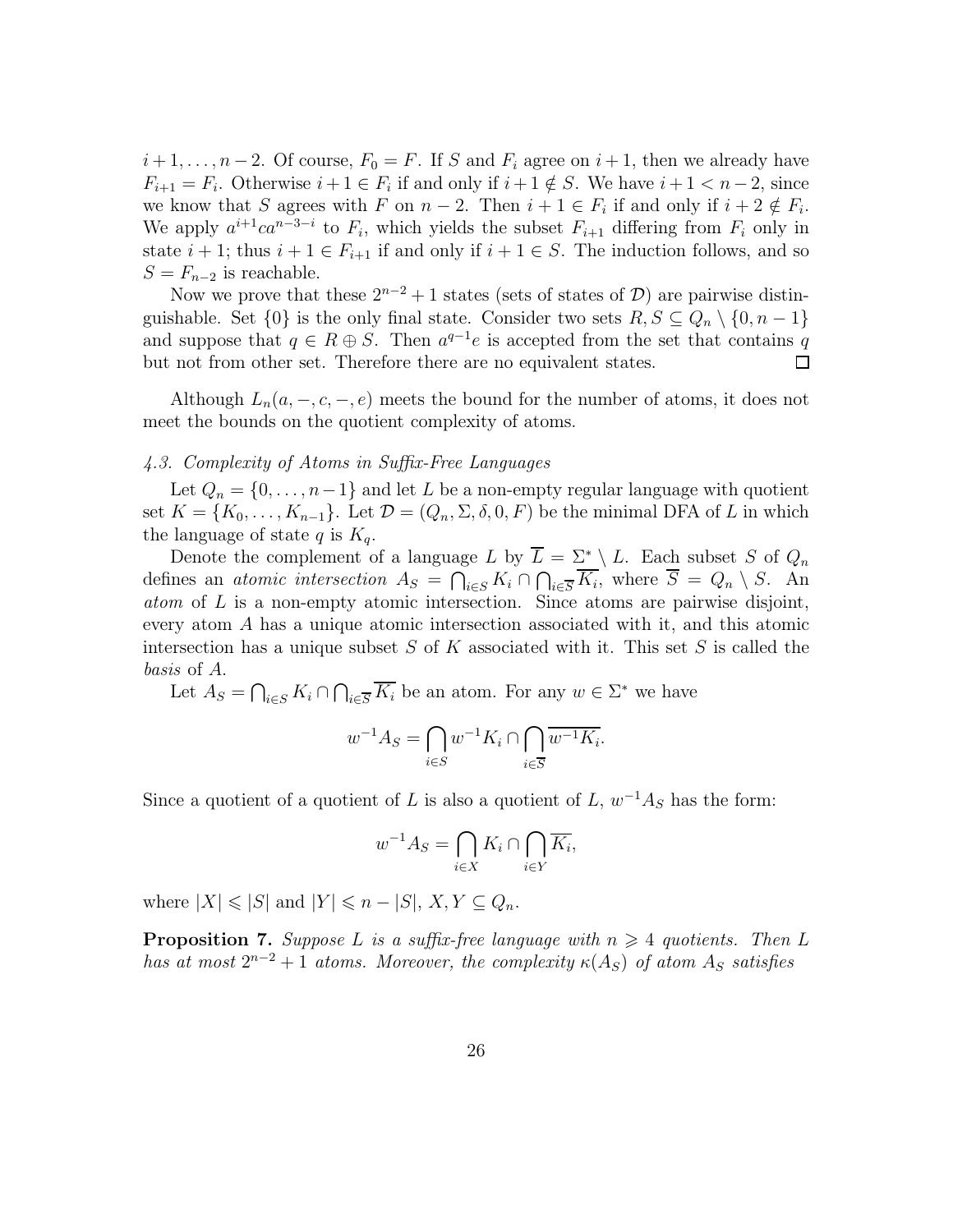$i+1,\dots,n-2$. Of course, $F_0 = F$. If $S$ and $F_i$ agree on $i+1$, then we already have $F_{i+1} = F_i$. Otherwise $i+1 \in F_i$ if and only if $i+1 \notin S$. We have $i+1 < n-2$, since we know that $S$ agrees with $F$ on $n-2$. Then $i+1 \in F_i$ if and only if $i+2 \notin F_i$. We apply $a^{i+1}ca^{n-3-i}$ to $F_i$, which yields the subset $F_{i+1}$ differing from $F_i$ only in state $i+1$; thus $i+1 \in F_{i+1}$ if and only if $i+1 \in S$. The induction follows, and so $S = F_{n-2}$ is reachable.

Now we prove that these $2^{n-2}+1$ states (sets of states of $\mathcal{D}$) are pairwise distinguishable. Set $\{0\}$ is the only final state. Consider two sets $R, S \subseteq Q_n \setminus \{0, n-1\}$ and suppose that $q \in R \oplus S$. Then $a^{q-1}e$ is accepted from the set that contains $q$ but not from other set. Therefore there are no equivalent states. □

Although $L_n(a,-,c,-,e)$ meets the bound for the number of atoms, it does not meet the bounds on the quotient complexity of atoms.

### *4.3. Complexity of Atoms in Suffix-Free Languages*

Let $Q_n = \{0,\dots,n-1\}$ and let $L$ be a non-empty regular language with quotient set $K = \{K_0,\dots,K_{n-1}\}$. Let $\mathcal{D} = (Q_n, \Sigma, \delta, 0, F)$ be the minimal DFA of $L$ in which the language of state $q$ is $K_q$.

Denote the complement of a language $L$ by $\overline{L} = \Sigma^* \setminus L$. Each subset $S$ of $Q_n$ defines an *atomic intersection* $A_S = \bigcap_{i\in S} K_i \cap \bigcap_{i\in\overline{S}} \overline{K_i}$, where $\overline{S} = Q_n \setminus S$. An *atom* of $L$ is a non-empty atomic intersection. Since atoms are pairwise disjoint, every atom $A$ has a unique atomic intersection associated with it, and this atomic intersection has a unique subset $S$ of $K$ associated with it. This set $S$ is called the *basis* of $A$.

Let $A_S = \bigcap_{i\in S} K_i \cap \bigcap_{i\in\overline{S}} \overline{K_i}$ be an atom. For any $w \in \Sigma^*$ we have

$$w^{-1}A_S = \bigcap_{i\in S} w^{-1}K_i \cap \bigcap_{i\in\overline{S}} \overline{w^{-1}K_i}.$$

Since a quotient of a quotient of $L$ is also a quotient of $L$, $w^{-1}A_S$ has the form:

$$w^{-1}A_S = \bigcap_{i\in X} K_i \cap \bigcap_{i\in Y} \overline{K_i},$$

where $|X| \leqslant |S|$ and $|Y| \leqslant n - |S|$, $X, Y \subseteq Q_n$.

**Proposition 7.** *Suppose $L$ is a suffix-free language with $n \geqslant 4$ quotients. Then $L$ has at most $2^{n-2}+1$ atoms. Moreover, the complexity $\kappa(A_S)$ of atom $A_S$ satisfies*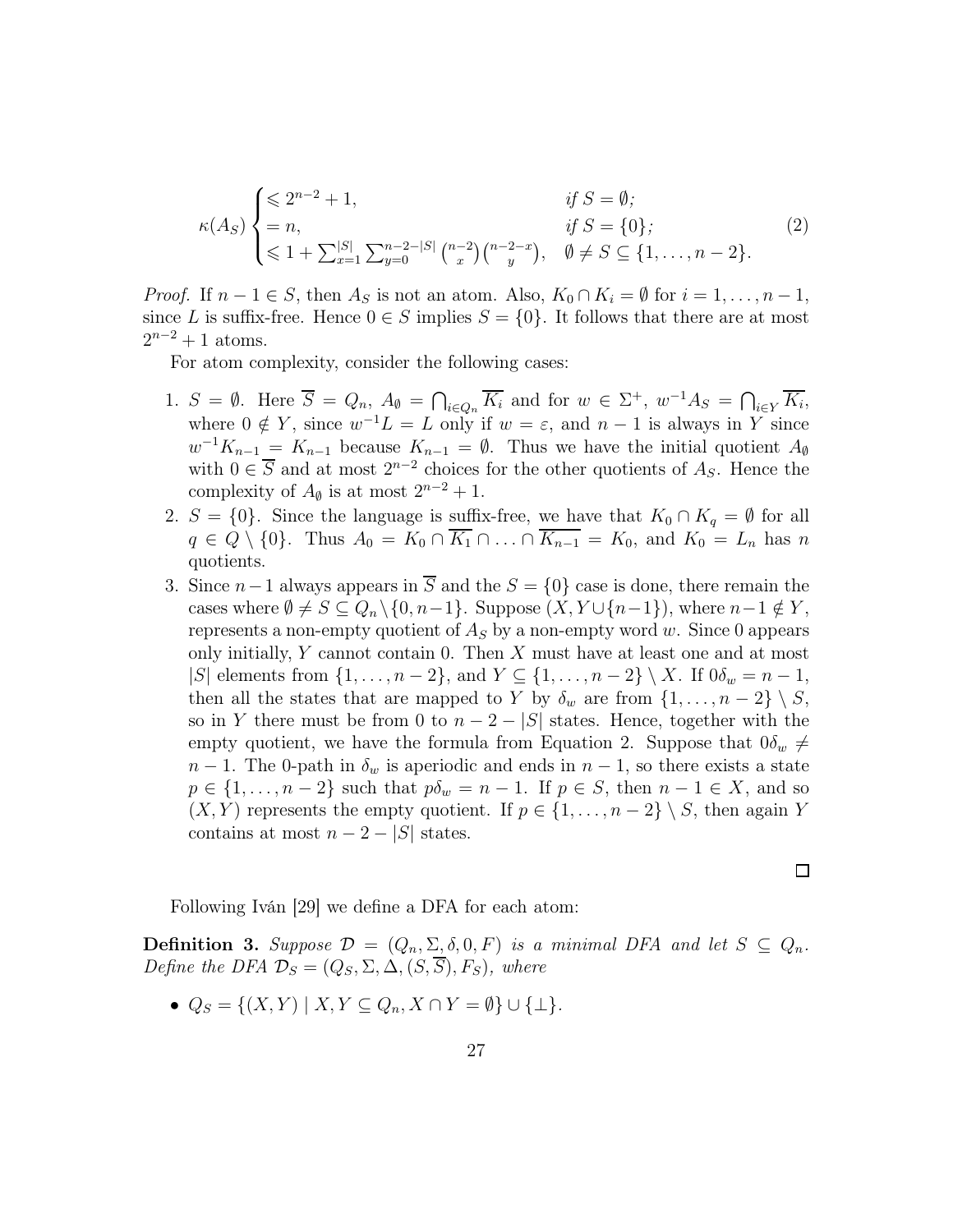$$\kappa(A_S) \begin{cases} \leqslant 2^{n-2}+1, & \textit{if } S=\emptyset; \\ = n, & \textit{if } S=\{0\}; \\ \leqslant 1+\sum_{x=1}^{|S|}\sum_{y=0}^{n-2-|S|}\binom{n-2}{x}\binom{n-2-x}{y}, & \emptyset \neq S \subseteq \{1,\dots,n-2\}. \end{cases} \tag{2}$$

*Proof.* If $n-1 \in S$, then $A_S$ is not an atom. Also, $K_0 \cap K_i = \emptyset$ for $i = 1, \dots, n-1$, since $L$ is suffix-free. Hence $0 \in S$ implies $S = \{0\}$. It follows that there are at most $2^{n-2}+1$ atoms.

For atom complexity, consider the following cases:

1. $S = \emptyset$. Here $\overline{S} = Q_n$, $A_\emptyset = \bigcap_{i \in Q_n} \overline{K_i}$ and for $w \in \Sigma^+$, $w^{-1}A_S = \bigcap_{i \in Y} \overline{K_i}$, where $0 \notin Y$, since $w^{-1}L = L$ only if $w = \varepsilon$, and $n-1$ is always in $Y$ since $w^{-1}K_{n-1} = K_{n-1}$ because $K_{n-1} = \emptyset$. Thus we have the initial quotient $A_\emptyset$ with $0 \in \overline{S}$ and at most $2^{n-2}$ choices for the other quotients of $A_S$. Hence the complexity of $A_\emptyset$ is at most $2^{n-2}+1$.
2. $S = \{0\}$. Since the language is suffix-free, we have that $K_0 \cap K_q = \emptyset$ for all $q \in Q \setminus \{0\}$. Thus $A_0 = K_0 \cap \overline{K_1} \cap \dots \cap \overline{K_{n-1}} = K_0$, and $K_0 = L_n$ has $n$ quotients.
3. Since $n-1$ always appears in $\overline{S}$ and the $S = \{0\}$ case is done, there remain the cases where $\emptyset \neq S \subseteq Q_n \setminus \{0, n-1\}$. Suppose $(X, Y \cup \{n-1\})$, where $n-1 \notin Y$, represents a non-empty quotient of $A_S$ by a non-empty word $w$. Since 0 appears only initially, $Y$ cannot contain 0. Then $X$ must have at least one and at most $|S|$ elements from $\{1, \dots, n-2\}$, and $Y \subseteq \{1, \dots, n-2\} \setminus X$. If $0\delta_w = n-1$, then all the states that are mapped to $Y$ by $\delta_w$ are from $\{1, \dots, n-2\} \setminus S$, so in $Y$ there must be from 0 to $n-2-|S|$ states. Hence, together with the empty quotient, we have the formula from Equation 2. Suppose that $0\delta_w \neq n-1$. The 0-path in $\delta_w$ is aperiodic and ends in $n-1$, so there exists a state $p \in \{1, \dots, n-2\}$ such that $p\delta_w = n-1$. If $p \in S$, then $n-1 \in X$, and so $(X, Y)$ represents the empty quotient. If $p \in \{1, \dots, n-2\} \setminus S$, then again $Y$ contains at most $n-2-|S|$ states.

□

Following Iván [29] we define a DFA for each atom:

**Definition 3.** *Suppose $\mathcal{D} = (Q_n, \Sigma, \delta, 0, F)$ is a minimal DFA and let $S \subseteq Q_n$. Define the DFA $\mathcal{D}_S = (Q_S, \Sigma, \Delta, (S, \overline{S}), F_S)$, where*

- $Q_S = \{(X, Y) \mid X, Y \subseteq Q_n, X \cap Y = \emptyset\} \cup \{\bot\}$.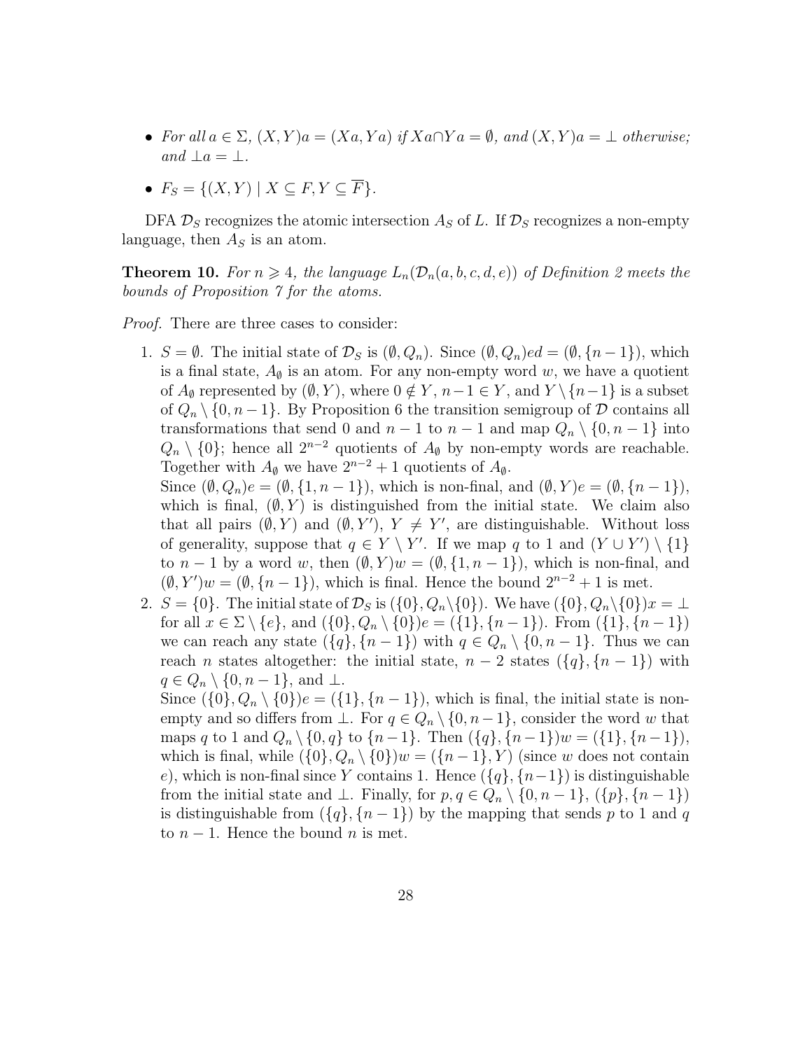- *For all $a \in \Sigma$, $(X,Y)a = (Xa, Ya)$ if $Xa \cap Ya = \emptyset$, and $(X,Y)a = \bot$ otherwise; and $\bot a = \bot$.*
- *$F_S = \{(X,Y) \mid X \subseteq F, Y \subseteq \overline{F}\}$.*

DFA $\mathcal{D}_S$ recognizes the atomic intersection $A_S$ of $L$. If $\mathcal{D}_S$ recognizes a non-empty language, then $A_S$ is an atom.

**Theorem 10.** *For $n \geqslant 4$, the language $L_n(\mathcal{D}_n(a,b,c,d,e))$ of Definition 2 meets the bounds of Proposition 7 for the atoms.*

*Proof.* There are three cases to consider:

1. $S = \emptyset$. The initial state of $\mathcal{D}_S$ is $(\emptyset, Q_n)$. Since $(\emptyset, Q_n)ed = (\emptyset, \{n-1\})$, which is a final state, $A_\emptyset$ is an atom. For any non-empty word $w$, we have a quotient of $A_\emptyset$ represented by $(\emptyset, Y)$, where $0 \notin Y$, $n-1 \in Y$, and $Y \setminus \{n-1\}$ is a subset of $Q_n \setminus \{0, n-1\}$. By Proposition 6 the transition semigroup of $\mathcal{D}$ contains all transformations that send 0 and $n-1$ to $n-1$ and map $Q_n \setminus \{0, n-1\}$ into $Q_n \setminus \{0\}$; hence all $2^{n-2}$ quotients of $A_\emptyset$ by non-empty words are reachable. Together with $A_\emptyset$ we have $2^{n-2}+1$ quotients of $A_\emptyset$.
   Since $(\emptyset, Q_n)e = (\emptyset, \{1, n-1\})$, which is non-final, and $(\emptyset, Y)e = (\emptyset, \{n-1\})$, which is final, $(\emptyset, Y)$ is distinguished from the initial state. We claim also that all pairs $(\emptyset, Y)$ and $(\emptyset, Y')$, $Y \neq Y'$, are distinguishable. Without loss of generality, suppose that $q \in Y \setminus Y'$. If we map $q$ to 1 and $(Y \cup Y') \setminus \{1\}$ to $n-1$ by a word $w$, then $(\emptyset, Y)w = (\emptyset, \{1, n-1\})$, which is non-final, and $(\emptyset, Y')w = (\emptyset, \{n-1\})$, which is final. Hence the bound $2^{n-2}+1$ is met.
2. $S = \{0\}$. The initial state of $\mathcal{D}_S$ is $(\{0\}, Q_n \setminus \{0\})$. We have $(\{0\}, Q_n \setminus \{0\})x = \bot$ for all $x \in \Sigma \setminus \{e\}$, and $(\{0\}, Q_n \setminus \{0\})e = (\{1\}, \{n-1\})$. From $(\{1\}, \{n-1\})$ we can reach any state $(\{q\}, \{n-1\})$ with $q \in Q_n \setminus \{0, n-1\}$. Thus we can reach $n$ states altogether: the initial state, $n-2$ states $(\{q\}, \{n-1\})$ with $q \in Q_n \setminus \{0, n-1\}$, and $\bot$.
   Since $(\{0\}, Q_n \setminus \{0\})e = (\{1\}, \{n-1\})$, which is final, the initial state is non-empty and so differs from $\bot$. For $q \in Q_n \setminus \{0, n-1\}$, consider the word $w$ that maps $q$ to 1 and $Q_n \setminus \{0, q\}$ to $\{n-1\}$. Then $(\{q\}, \{n-1\})w = (\{1\}, \{n-1\})$, which is final, while $(\{0\}, Q_n \setminus \{0\})w = (\{n-1\}, Y)$ (since $w$ does not contain $e$), which is non-final since $Y$ contains 1. Hence $(\{q\}, \{n-1\})$ is distinguishable from the initial state and $\bot$. Finally, for $p, q \in Q_n \setminus \{0, n-1\}$, $(\{p\}, \{n-1\})$ is distinguishable from $(\{q\}, \{n-1\})$ by the mapping that sends $p$ to 1 and $q$ to $n-1$. Hence the bound $n$ is met.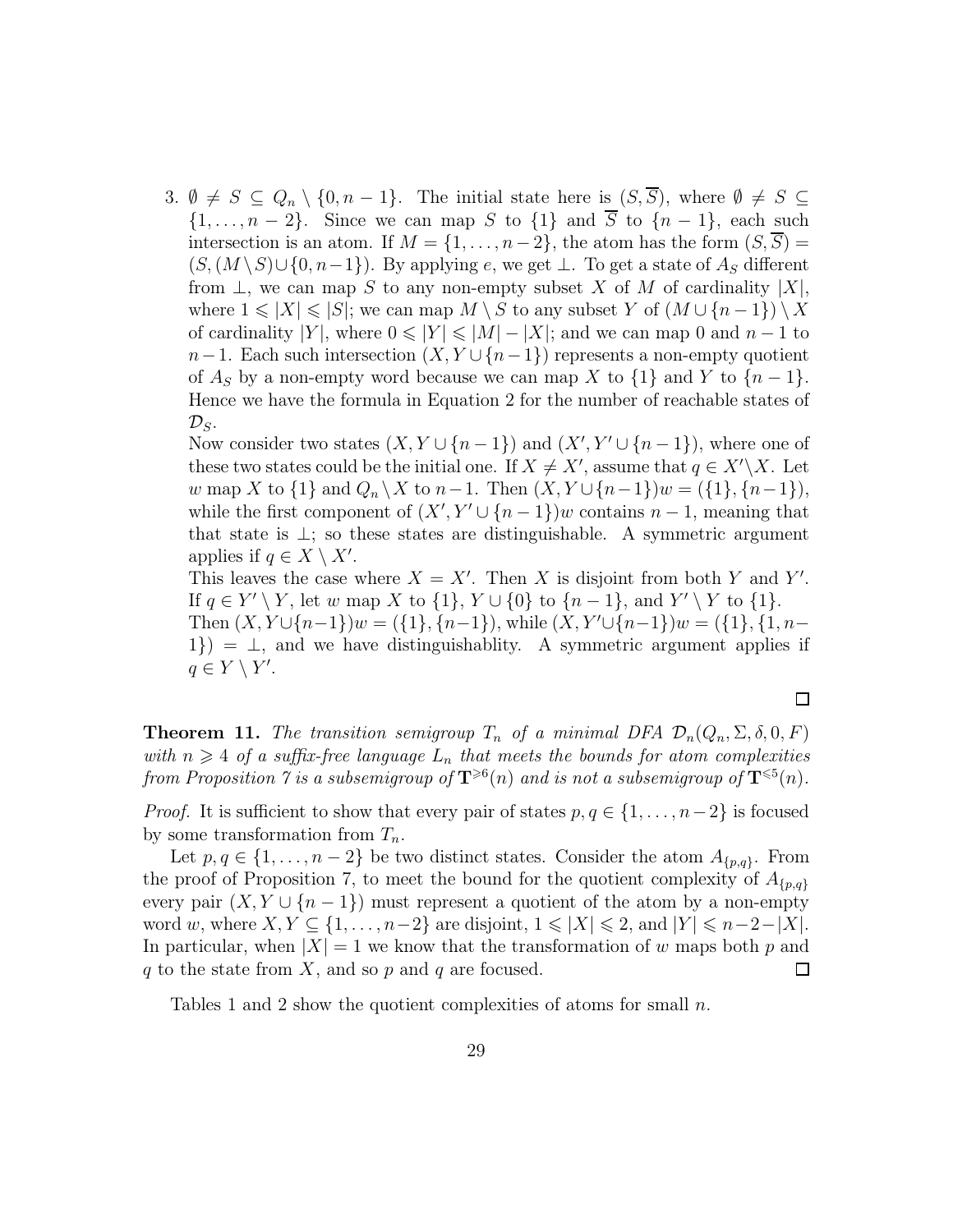3. $\emptyset \neq S \subseteq Q_n \setminus \{0, n-1\}$. The initial state here is $(S, \overline{S})$, where $\emptyset \neq S \subseteq \{1, \ldots, n-2\}$. Since we can map $S$ to $\{1\}$ and $\overline{S}$ to $\{n-1\}$, each such intersection is an atom. If $M = \{1, \ldots, n-2\}$, the atom has the form $(S, \overline{S}) = (S, (M \setminus S) \cup \{0, n-1\})$. By applying $e$, we get $\bot$. To get a state of $A_S$ different from $\bot$, we can map $S$ to any non-empty subset $X$ of $M$ of cardinality $|X|$, where $1 \leqslant |X| \leqslant |S|$; we can map $M \setminus S$ to any subset $Y$ of $(M \cup \{n-1\}) \setminus X$ of cardinality $|Y|$, where $0 \leqslant |Y| \leqslant |M| - |X|$; and we can map 0 and $n-1$ to $n-1$. Each such intersection $(X, Y \cup \{n-1\})$ represents a non-empty quotient of $A_S$ by a non-empty word because we can map $X$ to $\{1\}$ and $Y$ to $\{n-1\}$. Hence we have the formula in Equation 2 for the number of reachable states of $\mathcal{D}_S$.

   Now consider two states $(X, Y \cup \{n-1\})$ and $(X', Y' \cup \{n-1\})$, where one of these two states could be the initial one. If $X \neq X'$, assume that $q \in X' \setminus X$. Let $w$ map $X$ to $\{1\}$ and $Q_n \setminus X$ to $n-1$. Then $(X, Y \cup \{n-1\})w = (\{1\}, \{n-1\})$, while the first component of $(X', Y' \cup \{n-1\})w$ contains $n-1$, meaning that that state is $\bot$; so these states are distinguishable. A symmetric argument applies if $q \in X \setminus X'$.

   This leaves the case where $X = X'$. Then $X$ is disjoint from both $Y$ and $Y'$. If $q \in Y' \setminus Y$, let $w$ map $X$ to $\{1\}$, $Y \cup \{0\}$ to $\{n-1\}$, and $Y' \setminus Y$ to $\{1\}$. Then $(X, Y \cup \{n-1\})w = (\{1\}, \{n-1\})$, while $(X, Y' \cup \{n-1\})w = (\{1\}, \{1, n-1\}) = \bot$, and we have distinguishablity. A symmetric argument applies if $q \in Y \setminus Y'$.

$\square$

**Theorem 11.** *The transition semigroup $T_n$ of a minimal DFA $\mathcal{D}_n(Q_n, \Sigma, \delta, 0, F)$ with $n \geqslant 4$ of a suffix-free language $L_n$ that meets the bounds for atom complexities from Proposition 7 is a subsemigroup of $\mathbf{T}^{\geqslant 6}(n)$ and is not a subsemigroup of $\mathbf{T}^{\leqslant 5}(n)$.*

*Proof.* It is sufficient to show that every pair of states $p, q \in \{1, \ldots, n-2\}$ is focused by some transformation from $T_n$.

Let $p, q \in \{1, \ldots, n-2\}$ be two distinct states. Consider the atom $A_{\{p,q\}}$. From the proof of Proposition 7, to meet the bound for the quotient complexity of $A_{\{p,q\}}$ every pair $(X, Y \cup \{n-1\})$ must represent a quotient of the atom by a non-empty word $w$, where $X, Y \subseteq \{1, \ldots, n-2\}$ are disjoint, $1 \leqslant |X| \leqslant 2$, and $|Y| \leqslant n-2-|X|$. In particular, when $|X| = 1$ we know that the transformation of $w$ maps both $p$ and $q$ to the state from $X$, and so $p$ and $q$ are focused. $\square$

Tables 1 and 2 show the quotient complexities of atoms for small $n$.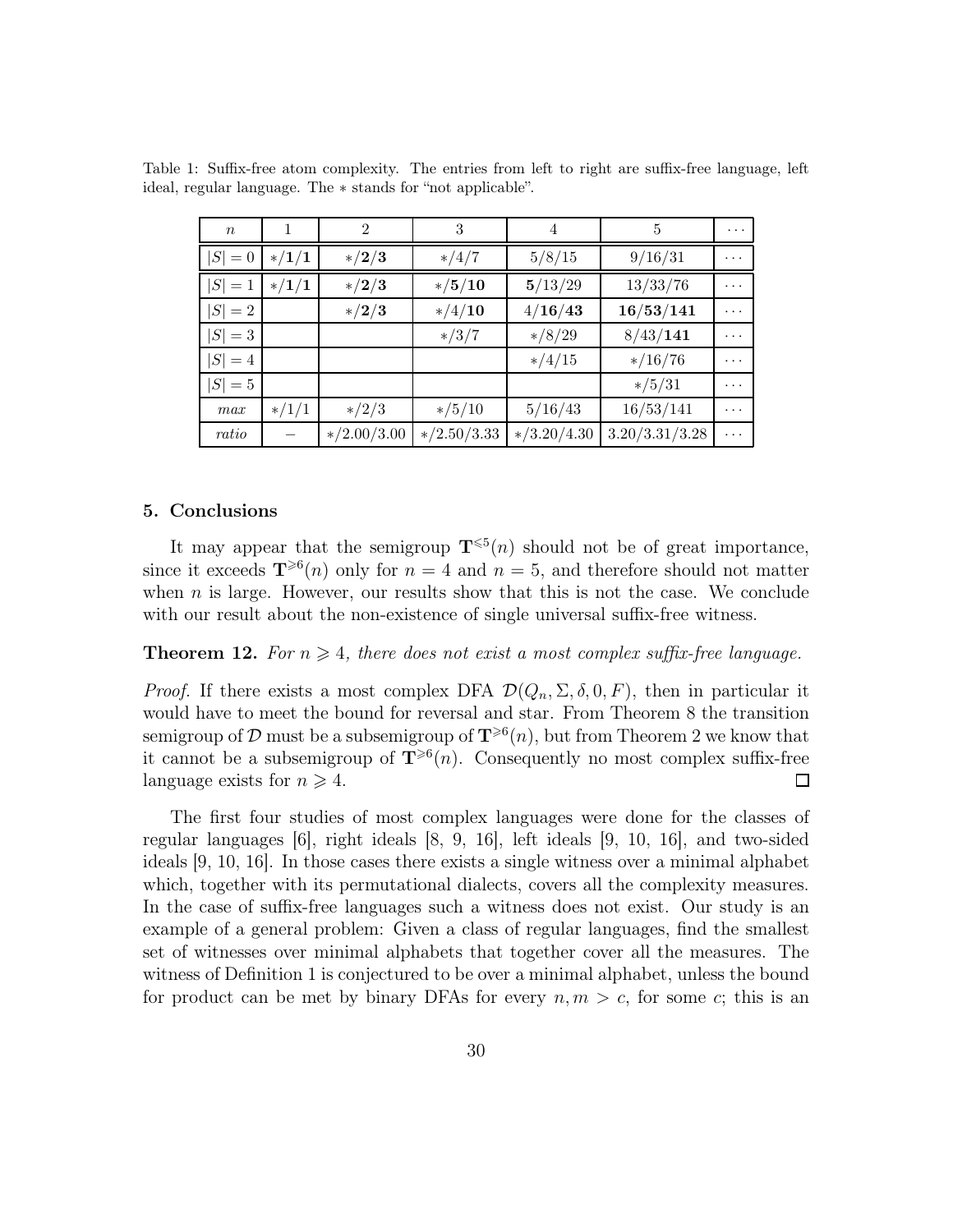Table 1: Suffix-free atom complexity. The entries from left to right are suffix-free language, left ideal, regular language. The ∗ stands for "not applicable".

| $n$ | 1 | 2 | 3 | 4 | 5 | $\cdots$ |
|---|---|---|---|---|---|---|
| $\lvert S\rvert = 0$ | ∗/**1**/**1** | ∗/**2**/**3** | ∗/4/7 | 5/8/15 | 9/16/31 | $\cdots$ |
| $\lvert S\rvert = 1$ | ∗/**1**/**1** | ∗/**2**/**3** | ∗/**5**/**10** | **5**/13/29 | 13/33/76 | $\cdots$ |
| $\lvert S\rvert = 2$ | | ∗/**2**/**3** | ∗/4/**10** | 4/**16**/**43** | **16**/**53**/**141** | $\cdots$ |
| $\lvert S\rvert = 3$ | | | ∗/3/7 | ∗/8/29 | 8/43/**141** | $\cdots$ |
| $\lvert S\rvert = 4$ | | | | ∗/4/15 | ∗/16/76 | $\cdots$ |
| $\lvert S\rvert = 5$ | | | | | ∗/5/31 | $\cdots$ |
| *max* | ∗/1/1 | ∗/2/3 | ∗/5/10 | 5/16/43 | 16/53/141 | $\cdots$ |
| *ratio* | − | ∗/2.00/3.00 | ∗/2.50/3.33 | ∗/3.20/4.30 | 3.20/3.31/3.28 | $\cdots$ |

## 5. Conclusions

It may appear that the semigroup $\mathbf{T}^{\leqslant 5}(n)$ should not be of great importance, since it exceeds $\mathbf{T}^{\geqslant 6}(n)$ only for $n = 4$ and $n = 5$, and therefore should not matter when $n$ is large. However, our results show that this is not the case. We conclude with our result about the non-existence of single universal suffix-free witness.

**Theorem 12.** *For $n \geqslant 4$, there does not exist a most complex suffix-free language.*

*Proof.* If there exists a most complex DFA $\mathcal{D}(Q_n, \Sigma, \delta, 0, F)$, then in particular it would have to meet the bound for reversal and star. From Theorem 8 the transition semigroup of $\mathcal{D}$ must be a subsemigroup of $\mathbf{T}^{\geqslant 6}(n)$, but from Theorem 2 we know that it cannot be a subsemigroup of $\mathbf{T}^{\geqslant 6}(n)$. Consequently no most complex suffix-free language exists for $n \geqslant 4$. ∎

The first four studies of most complex languages were done for the classes of regular languages [6], right ideals [8, 9, 16], left ideals [9, 10, 16], and two-sided ideals [9, 10, 16]. In those cases there exists a single witness over a minimal alphabet which, together with its permutational dialects, covers all the complexity measures. In the case of suffix-free languages such a witness does not exist. Our study is an example of a general problem: Given a class of regular languages, find the smallest set of witnesses over minimal alphabets that together cover all the measures. The witness of Definition 1 is conjectured to be over a minimal alphabet, unless the bound for product can be met by binary DFAs for every $n, m > c$, for some $c$; this is an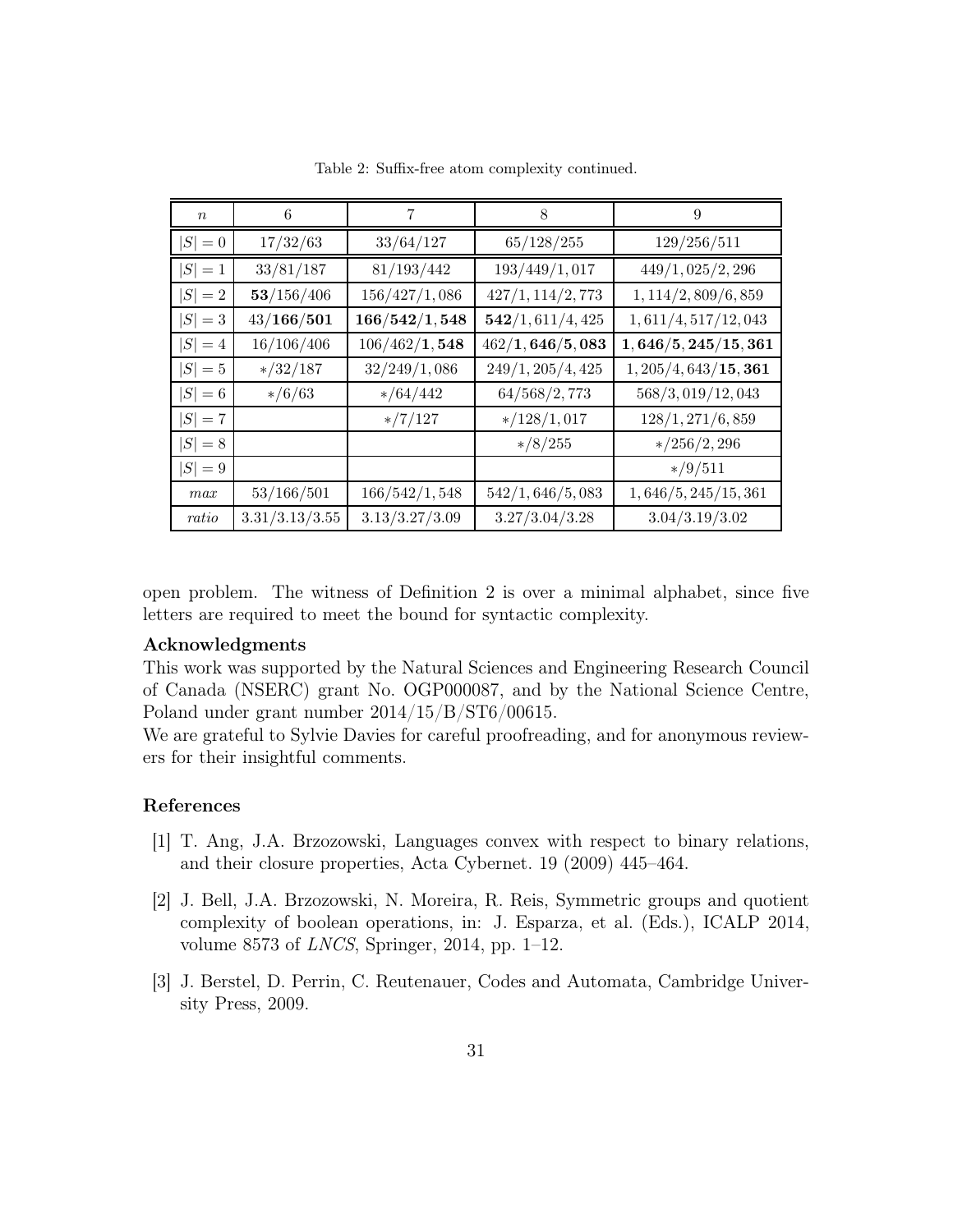Table 2: Suffix-free atom complexity continued.

| $n$ | 6 | 7 | 8 | 9 |
|---|---|---|---|---|
| $\|S\| = 0$ | 17/32/63 | 33/64/127 | 65/128/255 | 129/256/511 |
| $\|S\| = 1$ | 33/81/187 | 81/193/442 | 193/449/1,017 | 449/1,025/2,296 |
| $\|S\| = 2$ | **53**/156/406 | 156/427/1,086 | 427/1,114/2,773 | 1,114/2,809/6,859 |
| $\|S\| = 3$ | 43/**166**/**501** | **166**/**542**/**1,548** | **542**/1,611/4,425 | 1,611/4,517/12,043 |
| $\|S\| = 4$ | 16/106/406 | 106/462/**1,548** | 462/**1,646**/**5,083** | **1,646**/**5,245**/**15,361** |
| $\|S\| = 5$ | */32/187 | 32/249/1,086 | 249/1,205/4,425 | 1,205/4,643/**15,361** |
| $\|S\| = 6$ | */6/63 | */64/442 | 64/568/2,773 | 568/3,019/12,043 |
| $\|S\| = 7$ | | */7/127 | */128/1,017 | 128/1,271/6,859 |
| $\|S\| = 8$ | | | */8/255 | */256/2,296 |
| $\|S\| = 9$ | | | | */9/511 |
| *max* | 53/166/501 | 166/542/1,548 | 542/1,646/5,083 | 1,646/5,245/15,361 |
| *ratio* | 3.31/3.13/3.55 | 3.13/3.27/3.09 | 3.27/3.04/3.28 | 3.04/3.19/3.02 |

open problem. The witness of Definition 2 is over a minimal alphabet, since five letters are required to meet the bound for syntactic complexity.

**Acknowledgments**

This work was supported by the Natural Sciences and Engineering Research Council of Canada (NSERC) grant No. OGP000087, and by the National Science Centre, Poland under grant number 2014/15/B/ST6/00615.

We are grateful to Sylvie Davies for careful proofreading, and for anonymous reviewers for their insightful comments.

## References

[1] T. Ang, J.A. Brzozowski, Languages convex with respect to binary relations, and their closure properties, Acta Cybernet. 19 (2009) 445–464.

[2] J. Bell, J.A. Brzozowski, N. Moreira, R. Reis, Symmetric groups and quotient complexity of boolean operations, in: J. Esparza, et al. (Eds.), ICALP 2014, volume 8573 of *LNCS*, Springer, 2014, pp. 1–12.

[3] J. Berstel, D. Perrin, C. Reutenauer, Codes and Automata, Cambridge University Press, 2009.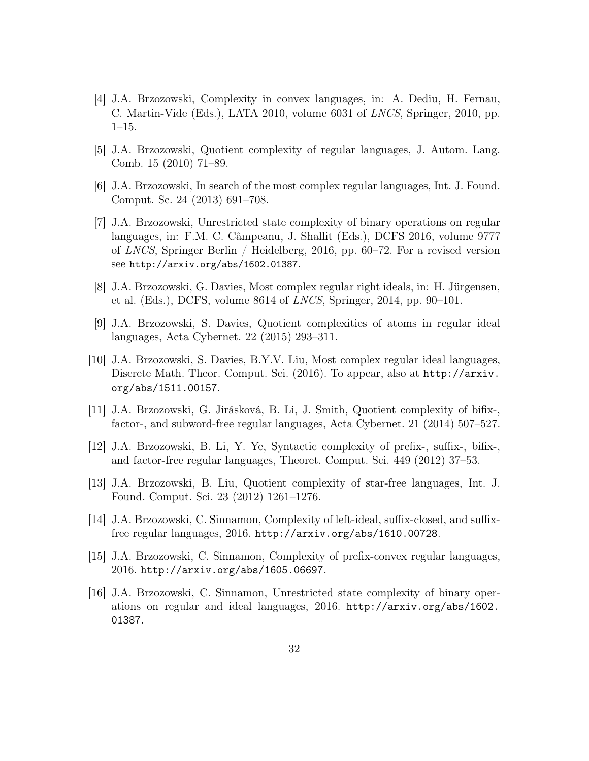[4] J.A. Brzozowski, Complexity in convex languages, in: A. Dediu, H. Fernau, C. Martin-Vide (Eds.), LATA 2010, volume 6031 of *LNCS*, Springer, 2010, pp. 1–15.

[5] J.A. Brzozowski, Quotient complexity of regular languages, J. Autom. Lang. Comb. 15 (2010) 71–89.

[6] J.A. Brzozowski, In search of the most complex regular languages, Int. J. Found. Comput. Sc. 24 (2013) 691–708.

[7] J.A. Brzozowski, Unrestricted state complexity of binary operations on regular languages, in: F.M. C. Câmpeanu, J. Shallit (Eds.), DCFS 2016, volume 9777 of *LNCS*, Springer Berlin / Heidelberg, 2016, pp. 60–72. For a revised version see `http://arxiv.org/abs/1602.01387`.

[8] J.A. Brzozowski, G. Davies, Most complex regular right ideals, in: H. Jürgensen, et al. (Eds.), DCFS, volume 8614 of *LNCS*, Springer, 2014, pp. 90–101.

[9] J.A. Brzozowski, S. Davies, Quotient complexities of atoms in regular ideal languages, Acta Cybernet. 22 (2015) 293–311.

[10] J.A. Brzozowski, S. Davies, B.Y.V. Liu, Most complex regular ideal languages, Discrete Math. Theor. Comput. Sci. (2016). To appear, also at `http://arxiv.org/abs/1511.00157`.

[11] J.A. Brzozowski, G. Jirásková, B. Li, J. Smith, Quotient complexity of bifix-, factor-, and subword-free regular languages, Acta Cybernet. 21 (2014) 507–527.

[12] J.A. Brzozowski, B. Li, Y. Ye, Syntactic complexity of prefix-, suffix-, bifix-, and factor-free regular languages, Theoret. Comput. Sci. 449 (2012) 37–53.

[13] J.A. Brzozowski, B. Liu, Quotient complexity of star-free languages, Int. J. Found. Comput. Sci. 23 (2012) 1261–1276.

[14] J.A. Brzozowski, C. Sinnamon, Complexity of left-ideal, suffix-closed, and suffix-free regular languages, 2016. `http://arxiv.org/abs/1610.00728`.

[15] J.A. Brzozowski, C. Sinnamon, Complexity of prefix-convex regular languages, 2016. `http://arxiv.org/abs/1605.06697`.

[16] J.A. Brzozowski, C. Sinnamon, Unrestricted state complexity of binary operations on regular and ideal languages, 2016. `http://arxiv.org/abs/1602.01387`.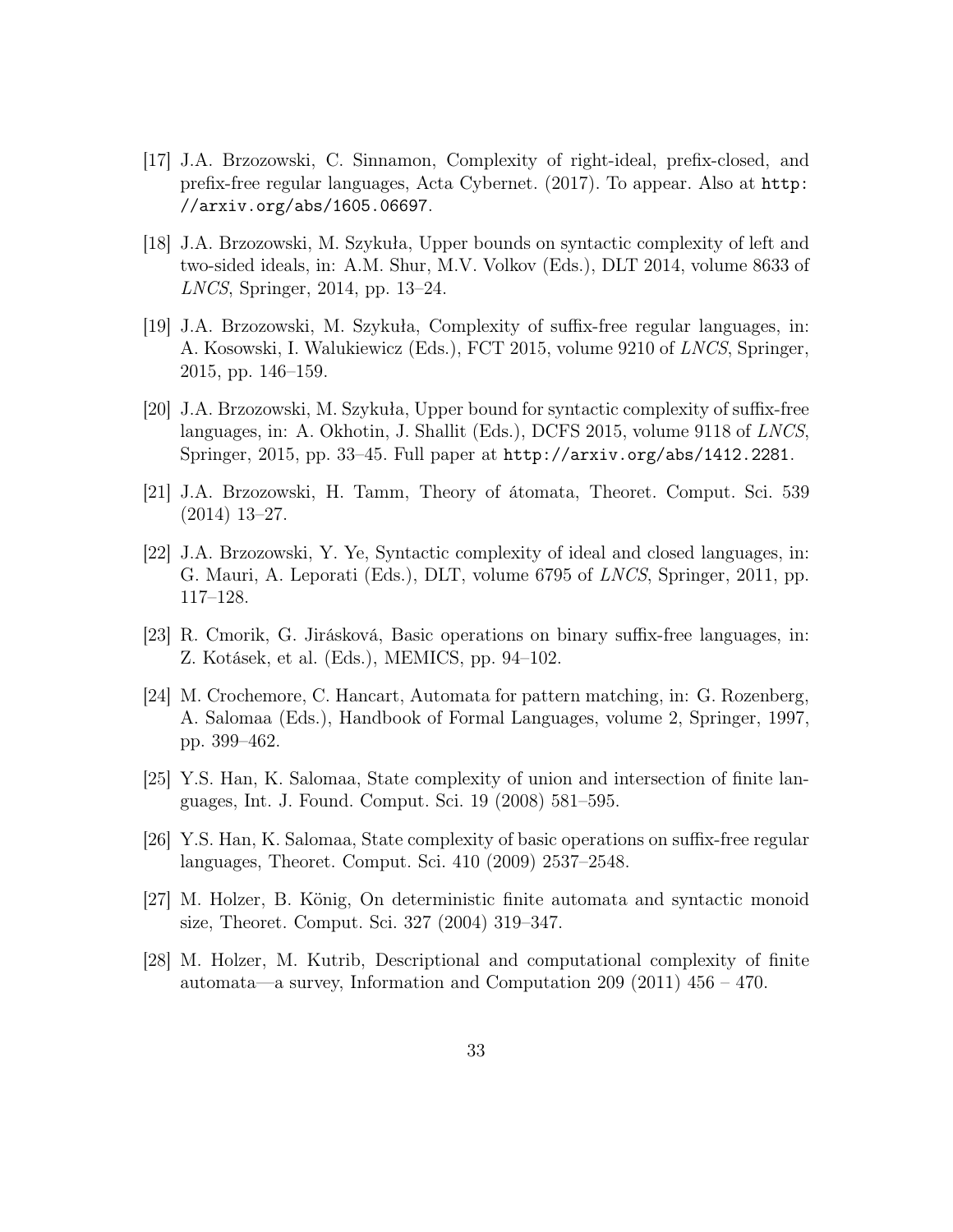[17] J.A. Brzozowski, C. Sinnamon, Complexity of right-ideal, prefix-closed, and prefix-free regular languages, Acta Cybernet. (2017). To appear. Also at `http://arxiv.org/abs/1605.06697`.

[18] J.A. Brzozowski, M. Szykuła, Upper bounds on syntactic complexity of left and two-sided ideals, in: A.M. Shur, M.V. Volkov (Eds.), DLT 2014, volume 8633 of *LNCS*, Springer, 2014, pp. 13–24.

[19] J.A. Brzozowski, M. Szykuła, Complexity of suffix-free regular languages, in: A. Kosowski, I. Walukiewicz (Eds.), FCT 2015, volume 9210 of *LNCS*, Springer, 2015, pp. 146–159.

[20] J.A. Brzozowski, M. Szykuła, Upper bound for syntactic complexity of suffix-free languages, in: A. Okhotin, J. Shallit (Eds.), DCFS 2015, volume 9118 of *LNCS*, Springer, 2015, pp. 33–45. Full paper at `http://arxiv.org/abs/1412.2281`.

[21] J.A. Brzozowski, H. Tamm, Theory of átomata, Theoret. Comput. Sci. 539 (2014) 13–27.

[22] J.A. Brzozowski, Y. Ye, Syntactic complexity of ideal and closed languages, in: G. Mauri, A. Leporati (Eds.), DLT, volume 6795 of *LNCS*, Springer, 2011, pp. 117–128.

[23] R. Cmorik, G. Jirásková, Basic operations on binary suffix-free languages, in: Z. Kotásek, et al. (Eds.), MEMICS, pp. 94–102.

[24] M. Crochemore, C. Hancart, Automata for pattern matching, in: G. Rozenberg, A. Salomaa (Eds.), Handbook of Formal Languages, volume 2, Springer, 1997, pp. 399–462.

[25] Y.S. Han, K. Salomaa, State complexity of union and intersection of finite languages, Int. J. Found. Comput. Sci. 19 (2008) 581–595.

[26] Y.S. Han, K. Salomaa, State complexity of basic operations on suffix-free regular languages, Theoret. Comput. Sci. 410 (2009) 2537–2548.

[27] M. Holzer, B. König, On deterministic finite automata and syntactic monoid size, Theoret. Comput. Sci. 327 (2004) 319–347.

[28] M. Holzer, M. Kutrib, Descriptional and computational complexity of finite automata—a survey, Information and Computation 209 (2011) 456 – 470.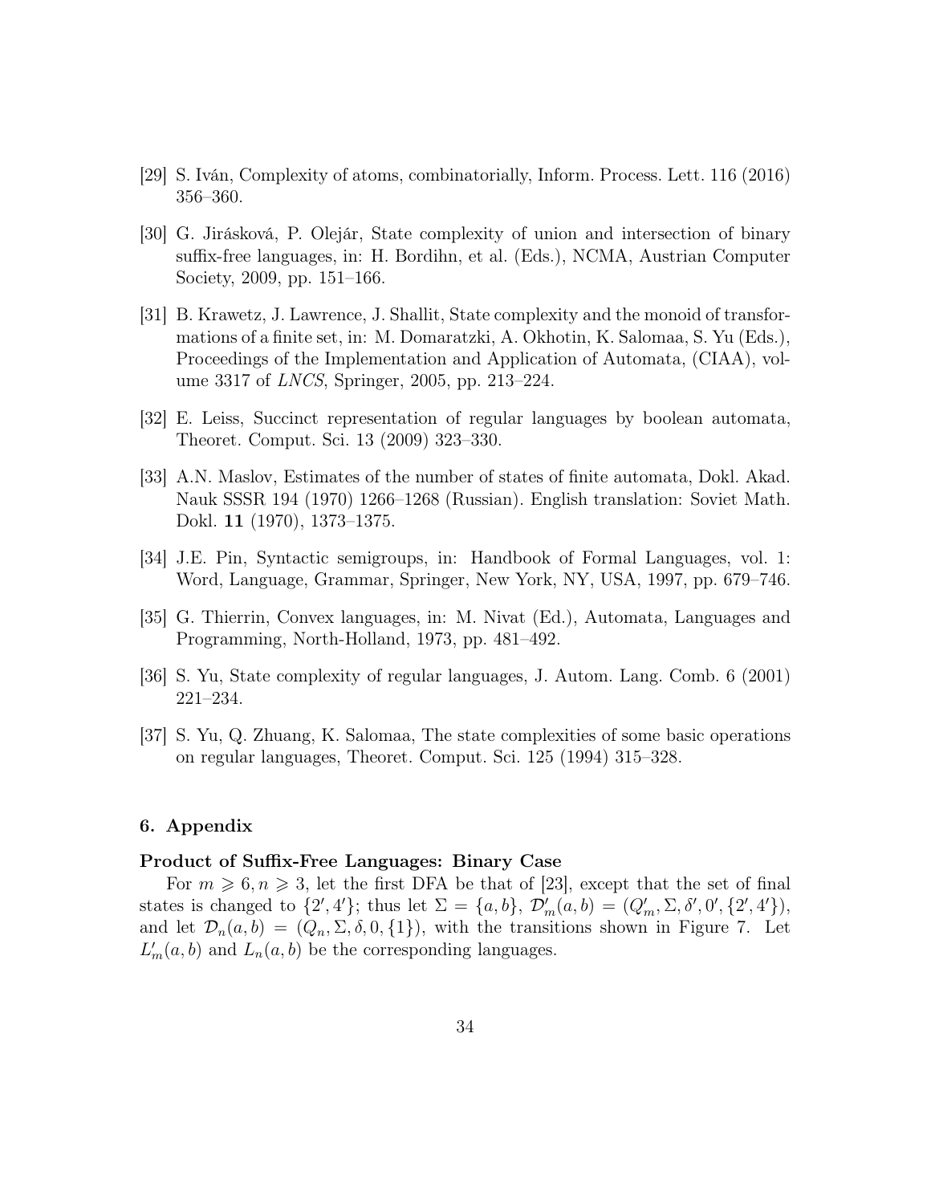[29] S. Iván, Complexity of atoms, combinatorially, Inform. Process. Lett. 116 (2016) 356–360.

[30] G. Jirásková, P. Olejár, State complexity of union and intersection of binary suffix-free languages, in: H. Bordihn, et al. (Eds.), NCMA, Austrian Computer Society, 2009, pp. 151–166.

[31] B. Krawetz, J. Lawrence, J. Shallit, State complexity and the monoid of transformations of a finite set, in: M. Domaratzki, A. Okhotin, K. Salomaa, S. Yu (Eds.), Proceedings of the Implementation and Application of Automata, (CIAA), volume 3317 of *LNCS*, Springer, 2005, pp. 213–224.

[32] E. Leiss, Succinct representation of regular languages by boolean automata, Theoret. Comput. Sci. 13 (2009) 323–330.

[33] A.N. Maslov, Estimates of the number of states of finite automata, Dokl. Akad. Nauk SSSR 194 (1970) 1266–1268 (Russian). English translation: Soviet Math. Dokl. **11** (1970), 1373–1375.

[34] J.E. Pin, Syntactic semigroups, in: Handbook of Formal Languages, vol. 1: Word, Language, Grammar, Springer, New York, NY, USA, 1997, pp. 679–746.

[35] G. Thierrin, Convex languages, in: M. Nivat (Ed.), Automata, Languages and Programming, North-Holland, 1973, pp. 481–492.

[36] S. Yu, State complexity of regular languages, J. Autom. Lang. Comb. 6 (2001) 221–234.

[37] S. Yu, Q. Zhuang, K. Salomaa, The state complexities of some basic operations on regular languages, Theoret. Comput. Sci. 125 (1994) 315–328.

## 6. Appendix

### Product of Suffix-Free Languages: Binary Case

For $m \geqslant 6, n \geqslant 3$, let the first DFA be that of [23], except that the set of final states is changed to $\{2', 4'\}$; thus let $\Sigma = \{a, b\}$, $\mathcal{D}'_m(a, b) = (Q'_m, \Sigma, \delta', 0', \{2', 4'\})$, and let $\mathcal{D}_n(a, b) = (Q_n, \Sigma, \delta, 0, \{1\})$, with the transitions shown in Figure 7. Let $L'_m(a, b)$ and $L_n(a, b)$ be the corresponding languages.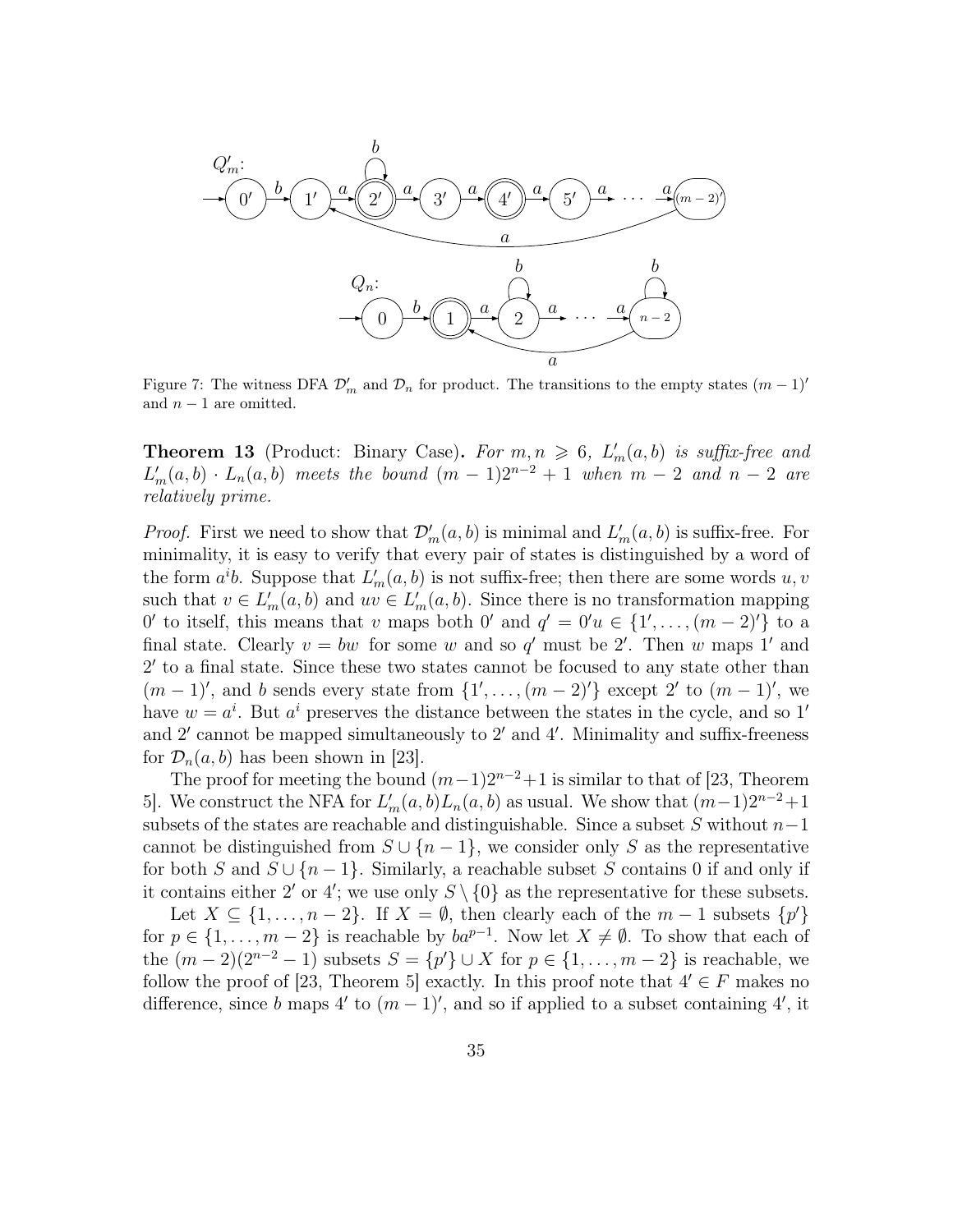Figure 7: The witness DFA $\mathcal{D}'_m$ and $\mathcal{D}_n$ for product. The transitions to the empty states $(m-1)'$ and $n-1$ are omitted.

**Theorem 13** (Product: Binary Case)**.** *For $m, n \geqslant 6$, $L'_m(a,b)$ is suffix-free and $L'_m(a,b) \cdot L_n(a,b)$ meets the bound $(m-1)2^{n-2}+1$ when $m-2$ and $n-2$ are relatively prime.*

*Proof.* First we need to show that $\mathcal{D}'_m(a,b)$ is minimal and $L'_m(a,b)$ is suffix-free. For minimality, it is easy to verify that every pair of states is distinguished by a word of the form $a^i b$. Suppose that $L'_m(a,b)$ is not suffix-free; then there are some words $u, v$ such that $v \in L'_m(a,b)$ and $uv \in L'_m(a,b)$. Since there is no transformation mapping $0'$ to itself, this means that $v$ maps both $0'$ and $q' = 0'u \in \{1', \dots, (m-2)'\}$ to a final state. Clearly $v = bw$ for some $w$ and so $q'$ must be $2'$. Then $w$ maps $1'$ and $2'$ to a final state. Since these two states cannot be focused to any state other than $(m-1)'$, and $b$ sends every state from $\{1', \dots, (m-2)'\}$ except $2'$ to $(m-1)'$, we have $w = a^i$. But $a^i$ preserves the distance between the states in the cycle, and so $1'$ and $2'$ cannot be mapped simultaneously to $2'$ and $4'$. Minimality and suffix-freeness for $\mathcal{D}_n(a,b)$ has been shown in [23].

The proof for meeting the bound $(m-1)2^{n-2}+1$ is similar to that of [23, Theorem 5]. We construct the NFA for $L'_m(a,b)L_n(a,b)$ as usual. We show that $(m-1)2^{n-2}+1$ subsets of the states are reachable and distinguishable. Since a subset $S$ without $n-1$ cannot be distinguished from $S \cup \{n-1\}$, we consider only $S$ as the representative for both $S$ and $S \cup \{n-1\}$. Similarly, a reachable subset $S$ contains $0$ if and only if it contains either $2'$ or $4'$; we use only $S \setminus \{0\}$ as the representative for these subsets.

Let $X \subseteq \{1, \dots, n-2\}$. If $X = \emptyset$, then clearly each of the $m-1$ subsets $\{p'\}$ for $p \in \{1, \dots, m-2\}$ is reachable by $ba^{p-1}$. Now let $X \neq \emptyset$. To show that each of the $(m-2)(2^{n-2}-1)$ subsets $S = \{p'\} \cup X$ for $p \in \{1, \dots, m-2\}$ is reachable, we follow the proof of [23, Theorem 5] exactly. In this proof note that $4' \in F$ makes no difference, since $b$ maps $4'$ to $(m-1)'$, and so if applied to a subset containing $4'$, it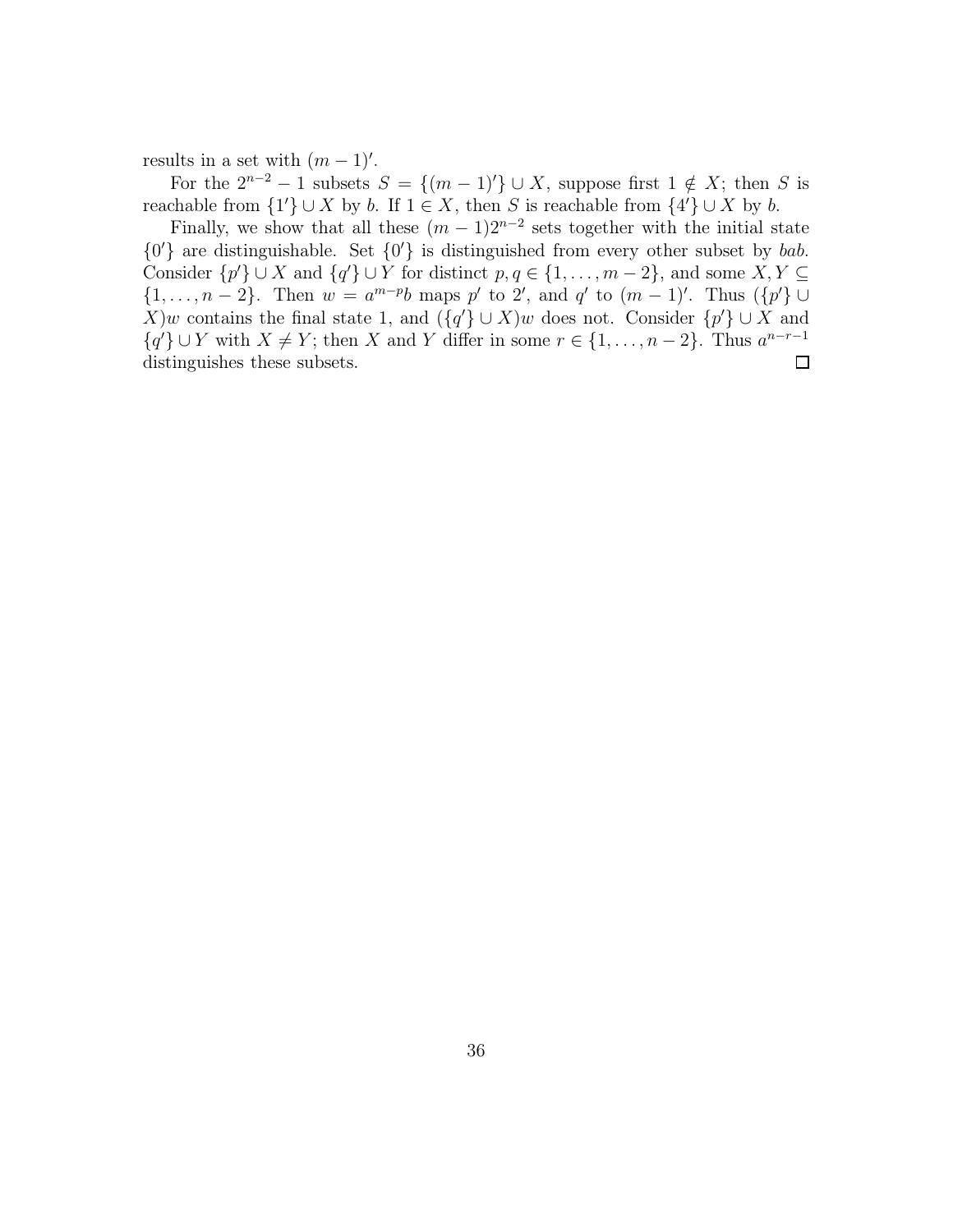results in a set with $(m-1)'$.

For the $2^{n-2}-1$ subsets $S = \{(m-1)'\} \cup X$, suppose first $1 \notin X$; then $S$ is reachable from $\{1'\} \cup X$ by $b$. If $1 \in X$, then $S$ is reachable from $\{4'\} \cup X$ by $b$.

Finally, we show that all these $(m-1)2^{n-2}$ sets together with the initial state $\{0'\}$ are distinguishable. Set $\{0'\}$ is distinguished from every other subset by $bab$. Consider $\{p'\} \cup X$ and $\{q'\} \cup Y$ for distinct $p, q \in \{1, \ldots, m-2\}$, and some $X, Y \subseteq \{1, \ldots, n-2\}$. Then $w = a^{m-p}b$ maps $p'$ to $2'$, and $q'$ to $(m-1)'$. Thus $(\{p'\} \cup X)w$ contains the final state 1, and $(\{q'\} \cup X)w$ does not. Consider $\{p'\} \cup X$ and $\{q'\} \cup Y$ with $X \neq Y$; then $X$ and $Y$ differ in some $r \in \{1, \ldots, n-2\}$. Thus $a^{n-r-1}$ distinguishes these subsets. $\square$